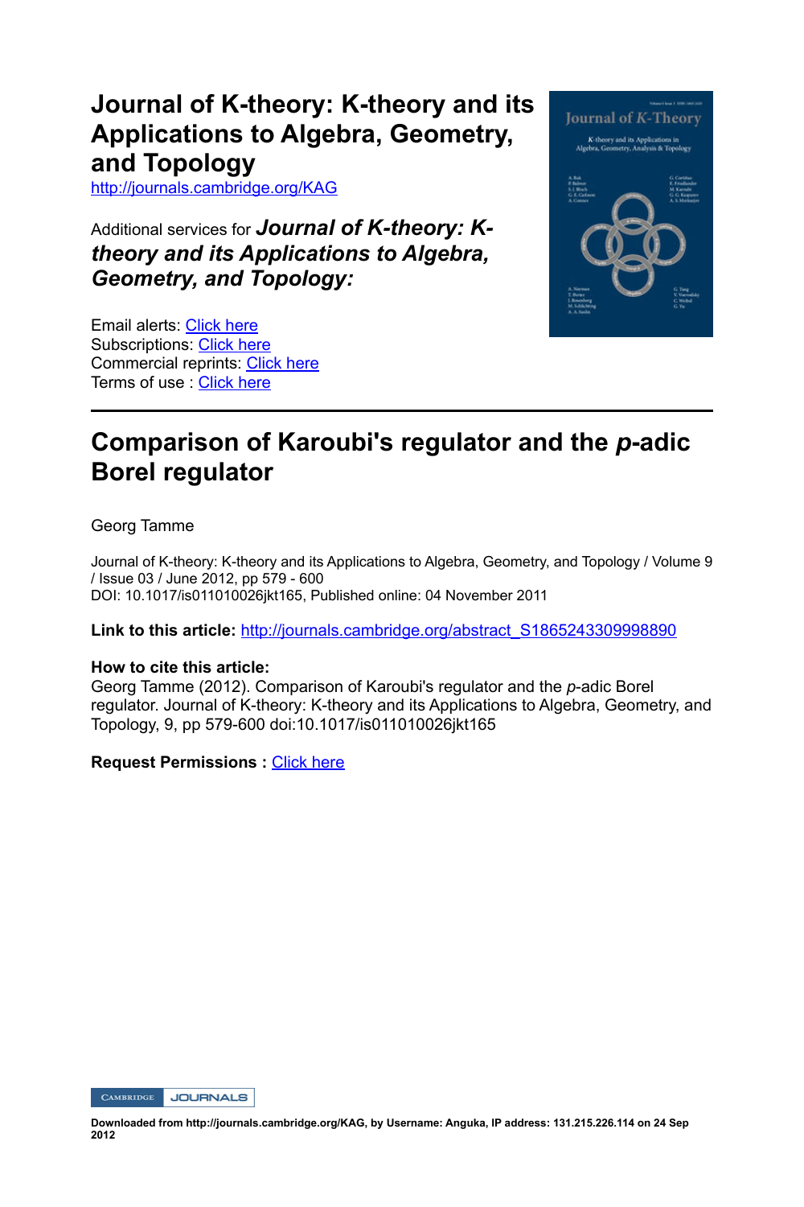# Journal of K-theory: K-theory and its Applications to Algebra, Geometry, and Topology

http://journals.cambridge.org/KAG

Additional services for ***Journal of K-theory: K-theory and its Applications to Algebra, Geometry, and Topology:***

Email alerts: Click here
Subscriptions: Click here
Commercial reprints: Click here
Terms of use : Click here

---

## Comparison of Karoubi's regulator and the *p*-adic Borel regulator

Georg Tamme

Journal of K-theory: K-theory and its Applications to Algebra, Geometry, and Topology / Volume 9 / Issue 03 / June 2012, pp 579 - 600
DOI: 10.1017/is011010026jkt165, Published online: 04 November 2011

**Link to this article:** http://journals.cambridge.org/abstract_S1865243309998890

**How to cite this article:**
Georg Tamme (2012). Comparison of Karoubi's regulator and the *p*-adic Borel regulator. Journal of K-theory: K-theory and its Applications to Algebra, Geometry, and Topology, 9, pp 579-600 doi:10.1017/is011010026jkt165

**Request Permissions :** Click here

Downloaded from http://journals.cambridge.org/KAG, by Username: Anguka, IP address: 131.215.226.114 on 24 Sep 2012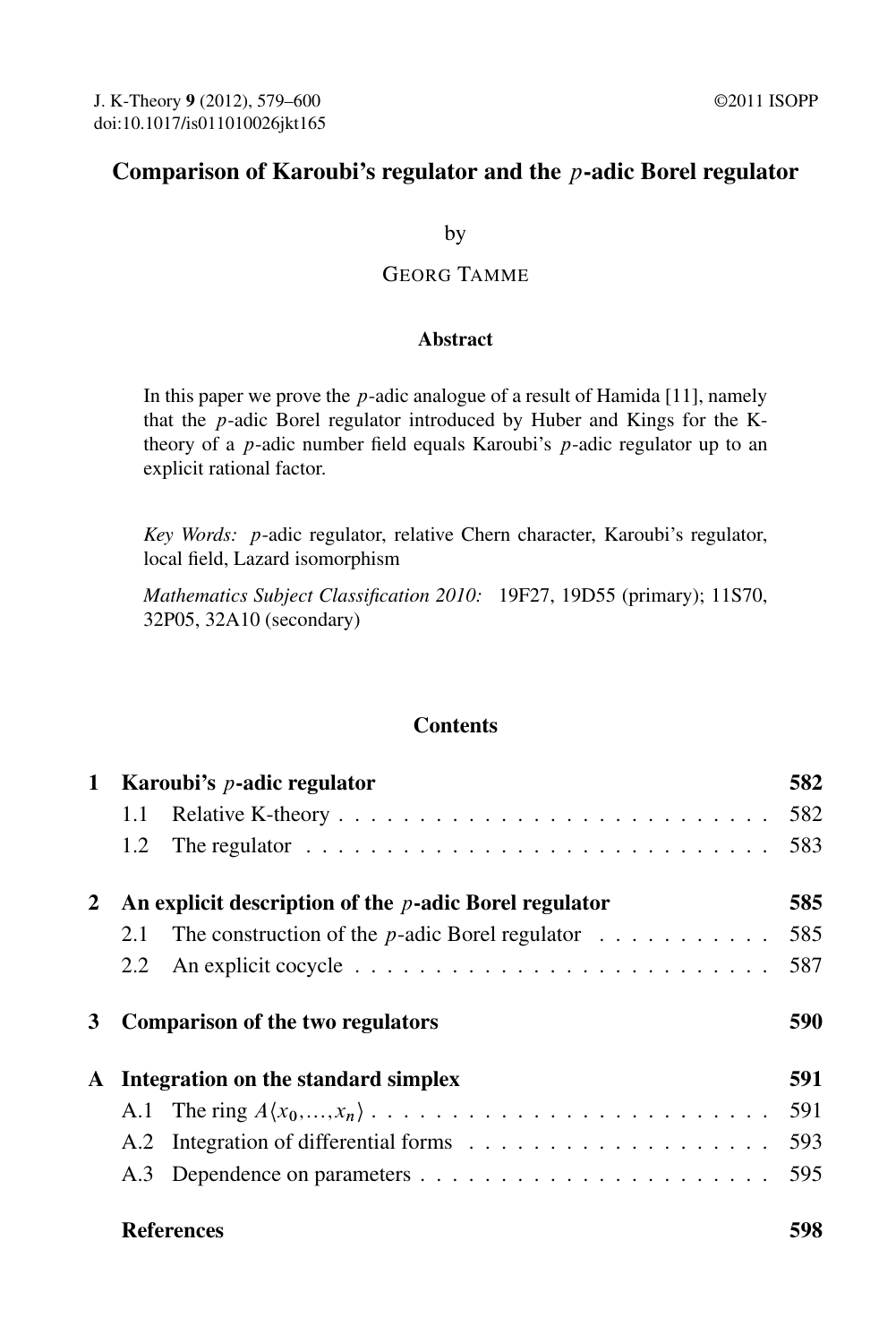J. K-Theory **9** (2012), 579–600
doi:10.1017/is011010026jkt165

©2011 ISOPP

# Comparison of Karoubi's regulator and the $p$-adic Borel regulator

by

GEORG TAMME

### Abstract

In this paper we prove the $p$-adic analogue of a result of Hamida [11], namely that the $p$-adic Borel regulator introduced by Huber and Kings for the K-theory of a $p$-adic number field equals Karoubi's $p$-adic regulator up to an explicit rational factor.

*Key Words:* $p$-adic regulator, relative Chern character, Karoubi's regulator, local field, Lazard isomorphism

*Mathematics Subject Classification 2010:* 19F27, 19D55 (primary); 11S70, 32P05, 32A10 (secondary)

### Contents

| | | |
|---|---|---|
| **1** | **Karoubi's $p$-adic regulator** | **582** |
| | 1.1 Relative K-theory | 582 |
| | 1.2 The regulator | 583 |
| **2** | **An explicit description of the $p$-adic Borel regulator** | **585** |
| | 2.1 The construction of the $p$-adic Borel regulator | 585 |
| | 2.2 An explicit cocycle | 587 |
| **3** | **Comparison of the two regulators** | **590** |
| **A** | **Integration on the standard simplex** | **591** |
| | A.1 The ring $A\langle x_0,\dots,x_n\rangle$ | 591 |
| | A.2 Integration of differential forms | 593 |
| | A.3 Dependence on parameters | 595 |
| | **References** | **598** |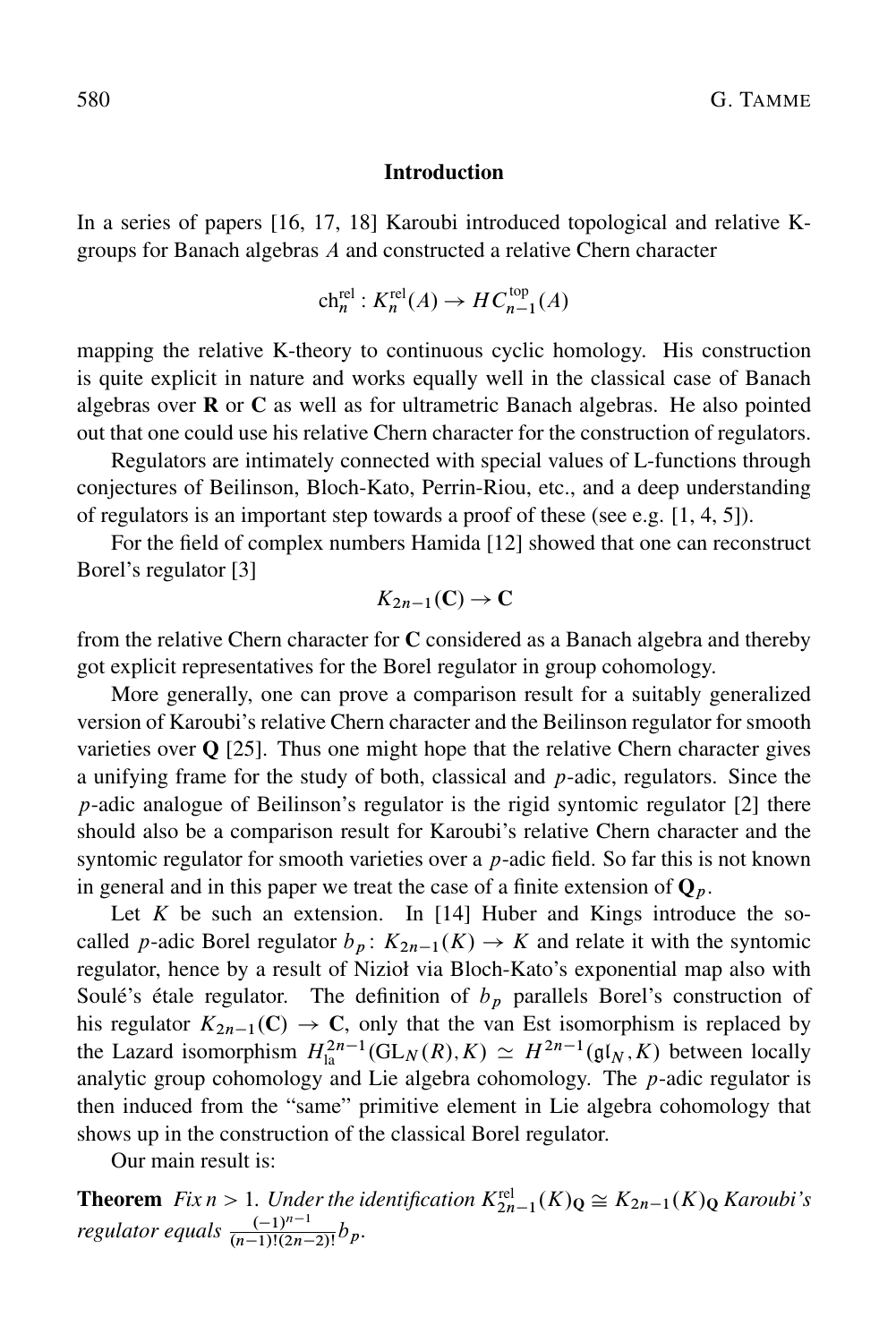## Introduction

In a series of papers [16, 17, 18] Karoubi introduced topological and relative K-groups for Banach algebras $A$ and constructed a relative Chern character

$$\mathrm{ch}_n^{\mathrm{rel}} : K_n^{\mathrm{rel}}(A) \to HC_{n-1}^{\mathrm{top}}(A)$$

mapping the relative K-theory to continuous cyclic homology. His construction is quite explicit in nature and works equally well in the classical case of Banach algebras over $\mathbf{R}$ or $\mathbf{C}$ as well as for ultrametric Banach algebras. He also pointed out that one could use his relative Chern character for the construction of regulators.

Regulators are intimately connected with special values of L-functions through conjectures of Beilinson, Bloch-Kato, Perrin-Riou, etc., and a deep understanding of regulators is an important step towards a proof of these (see e.g. [1, 4, 5]).

For the field of complex numbers Hamida [12] showed that one can reconstruct Borel's regulator [3]

$$K_{2n-1}(\mathbf{C}) \to \mathbf{C}$$

from the relative Chern character for $\mathbf{C}$ considered as a Banach algebra and thereby got explicit representatives for the Borel regulator in group cohomology.

More generally, one can prove a comparison result for a suitably generalized version of Karoubi's relative Chern character and the Beilinson regulator for smooth varieties over $\mathbf{Q}$ [25]. Thus one might hope that the relative Chern character gives a unifying frame for the study of both, classical and $p$-adic, regulators. Since the $p$-adic analogue of Beilinson's regulator is the rigid syntomic regulator [2] there should also be a comparison result for Karoubi's relative Chern character and the syntomic regulator for smooth varieties over a $p$-adic field. So far this is not known in general and in this paper we treat the case of a finite extension of $\mathbf{Q}_p$.

Let $K$ be such an extension. In [14] Huber and Kings introduce the so-called $p$-adic Borel regulator $b_p \colon K_{2n-1}(K) \to K$ and relate it with the syntomic regulator, hence by a result of Nizioł via Bloch-Kato's exponential map also with Soulé's étale regulator. The definition of $b_p$ parallels Borel's construction of his regulator $K_{2n-1}(\mathbf{C}) \to \mathbf{C}$, only that the van Est isomorphism is replaced by the Lazard isomorphism $H^{2n-1}_{\mathrm{la}}(\mathrm{GL}_N(R), K) \simeq H^{2n-1}(\mathfrak{gl}_N, K)$ between locally analytic group cohomology and Lie algebra cohomology. The $p$-adic regulator is then induced from the "same" primitive element in Lie algebra cohomology that shows up in the construction of the classical Borel regulator.

Our main result is:

**Theorem** *Fix $n > 1$. Under the identification $K^{\mathrm{rel}}_{2n-1}(K)_{\mathbf{Q}} \cong K_{2n-1}(K)_{\mathbf{Q}}$ Karoubi's regulator equals $\frac{(-1)^{n-1}}{(n-1)!(2n-2)!} b_p$.*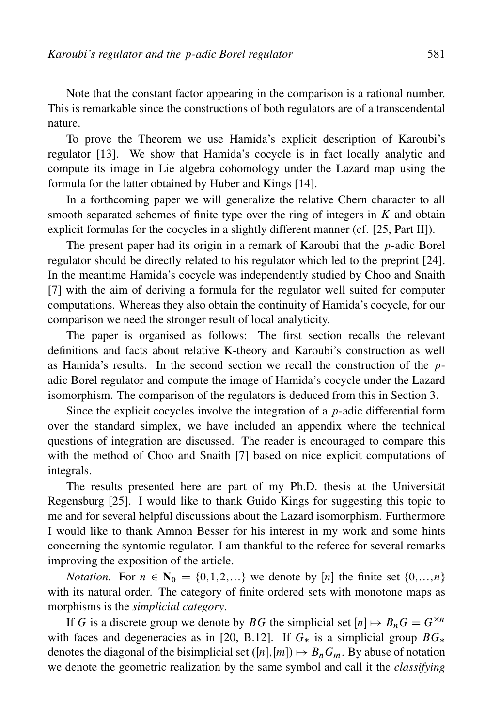Note that the constant factor appearing in the comparison is a rational number. This is remarkable since the constructions of both regulators are of a transcendental nature.

To prove the Theorem we use Hamida's explicit description of Karoubi's regulator [13]. We show that Hamida's cocycle is in fact locally analytic and compute its image in Lie algebra cohomology under the Lazard map using the formula for the latter obtained by Huber and Kings [14].

In a forthcoming paper we will generalize the relative Chern character to all smooth separated schemes of finite type over the ring of integers in $K$ and obtain explicit formulas for the cocycles in a slightly different manner (cf. [25, Part II]).

The present paper had its origin in a remark of Karoubi that the $p$-adic Borel regulator should be directly related to his regulator which led to the preprint [24]. In the meantime Hamida's cocycle was independently studied by Choo and Snaith [7] with the aim of deriving a formula for the regulator well suited for computer computations. Whereas they also obtain the continuity of Hamida's cocycle, for our comparison we need the stronger result of local analyticity.

The paper is organised as follows: The first section recalls the relevant definitions and facts about relative K-theory and Karoubi's construction as well as Hamida's results. In the second section we recall the construction of the $p$-adic Borel regulator and compute the image of Hamida's cocycle under the Lazard isomorphism. The comparison of the regulators is deduced from this in Section 3.

Since the explicit cocycles involve the integration of a $p$-adic differential form over the standard simplex, we have included an appendix where the technical questions of integration are discussed. The reader is encouraged to compare this with the method of Choo and Snaith [7] based on nice explicit computations of integrals.

The results presented here are part of my Ph.D. thesis at the Universität Regensburg [25]. I would like to thank Guido Kings for suggesting this topic to me and for several helpful discussions about the Lazard isomorphism. Furthermore I would like to thank Amnon Besser for his interest in my work and some hints concerning the syntomic regulator. I am thankful to the referee for several remarks improving the exposition of the article.

*Notation.* For $n \in \mathbf{N}_0 = \{0,1,2,\ldots\}$ we denote by $[n]$ the finite set $\{0,\ldots,n\}$ with its natural order. The category of finite ordered sets with monotone maps as morphisms is the *simplicial category*.

If $G$ is a discrete group we denote by $BG$ the simplicial set $[n] \mapsto B_n G = G^{\times n}$ with faces and degeneracies as in [20, B.12]. If $G_*$ is a simplicial group $BG_*$ denotes the diagonal of the bisimplicial set $([n],[m]) \mapsto B_n G_m$. By abuse of notation we denote the geometric realization by the same symbol and call it the *classifying*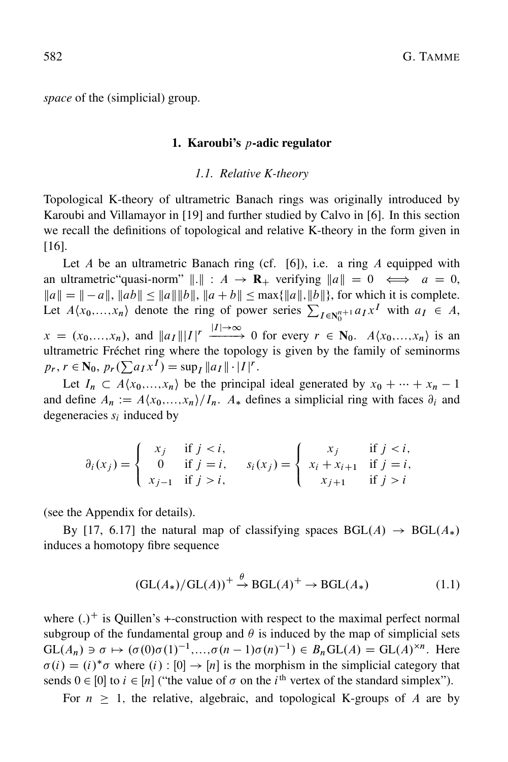*space* of the (simplicial) group.

## 1. Karoubi's $p$-adic regulator

### *1.1. Relative K-theory*

Topological K-theory of ultrametric Banach rings was originally introduced by Karoubi and Villamayor in [19] and further studied by Calvo in [6]. In this section we recall the definitions of topological and relative K-theory in the form given in [16].

Let $A$ be an ultrametric Banach ring (cf. [6]), i.e. a ring $A$ equipped with an ultrametric"quasi-norm" $\|.\| : A \to \mathbf{R}_+$ verifying $\|a\| = 0 \iff a = 0$, $\|a\| = \|-a\|$, $\|ab\| \leq \|a\|\|b\|$, $\|a+b\| \leq \max\{\|a\|,\|b\|\}$, for which it is complete. Let $A\langle x_0,\ldots,x_n\rangle$ denote the ring of power series $\sum_{I\in\mathbf{N}_0^{n+1}} a_I x^I$ with $a_I \in A$, $x = (x_0,\ldots,x_n)$, and $\|a_I\||I|^r \xrightarrow{|I|\to\infty} 0$ for every $r \in \mathbf{N}_0$. $A\langle x_0,\ldots,x_n\rangle$ is an ultrametric Fréchet ring where the topology is given by the family of seminorms $p_r$, $r \in \mathbf{N}_0$, $p_r(\sum a_I x^I) = \sup_I \|a_I\| \cdot |I|^r$.

Let $I_n \subset A\langle x_0,\ldots,x_n\rangle$ be the principal ideal generated by $x_0 + \cdots + x_n - 1$ and define $A_n := A\langle x_0,\ldots,x_n\rangle / I_n$. $A_*$ defines a simplicial ring with faces $\partial_i$ and degeneracies $s_i$ induced by

$$\partial_i(x_j) = \begin{cases} x_j & \text{if } j < i, \\ 0 & \text{if } j = i, \\ x_{j-1} & \text{if } j > i, \end{cases} \qquad s_i(x_j) = \begin{cases} x_j & \text{if } j < i, \\ x_i + x_{i+1} & \text{if } j = i, \\ x_{j+1} & \text{if } j > i \end{cases}$$

(see the Appendix for details).

By [17, 6.17] the natural map of classifying spaces $\mathrm{BGL}(A) \to \mathrm{BGL}(A_*)$ induces a homotopy fibre sequence

$$(\mathrm{GL}(A_*)/\mathrm{GL}(A))^+ \xrightarrow{\theta} \mathrm{BGL}(A)^+ \to \mathrm{BGL}(A_*) \tag{1.1}$$

where $(.)^+$ is Quillen's +-construction with respect to the maximal perfect normal subgroup of the fundamental group and $\theta$ is induced by the map of simplicial sets $\mathrm{GL}(A_n) \ni \sigma \mapsto (\sigma(0)\sigma(1)^{-1},\ldots,\sigma(n-1)\sigma(n)^{-1}) \in B_n\mathrm{GL}(A) = \mathrm{GL}(A)^{\times n}$. Here $\sigma(i) = (i)^*\sigma$ where $(i) : [0] \to [n]$ is the morphism in the simplicial category that sends $0 \in [0]$ to $i \in [n]$ ("the value of $\sigma$ on the $i^{\text{th}}$ vertex of the standard simplex").

For $n \geq 1$, the relative, algebraic, and topological K-groups of $A$ are by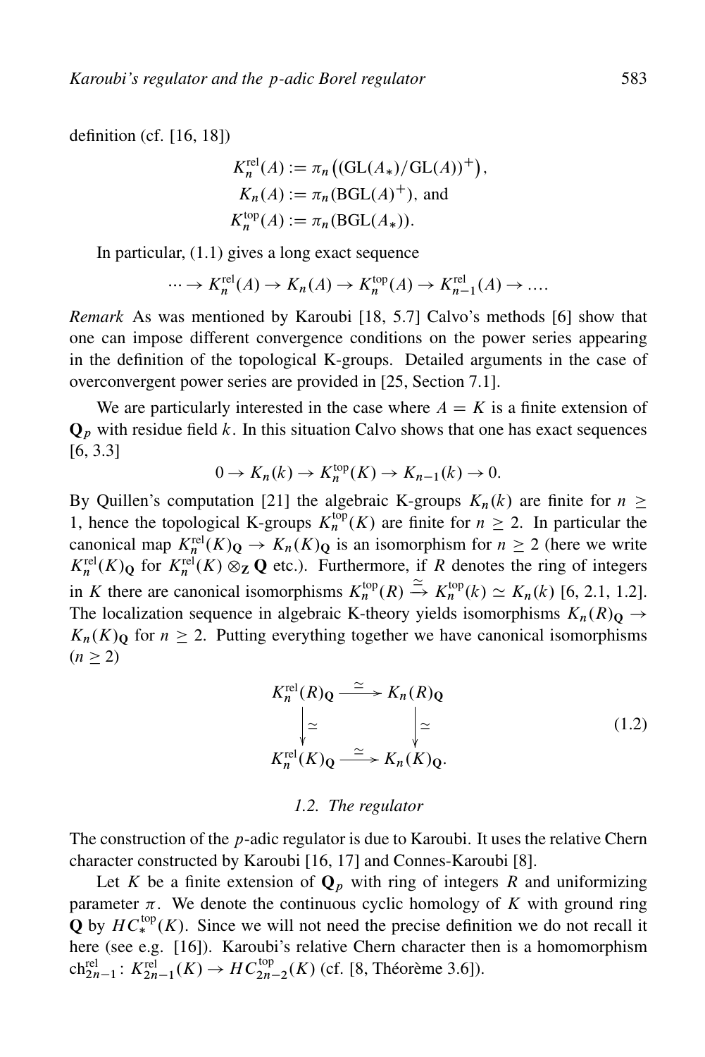definition (cf. [16, 18])

$$
\begin{aligned}
K_n^{\mathrm{rel}}(A) &:= \pi_n\left((\mathrm{GL}(A_*)/\mathrm{GL}(A))^+\right),\\
K_n(A) &:= \pi_n(\mathrm{BGL}(A)^+), \text{ and}\\
K_n^{\mathrm{top}}(A) &:= \pi_n(\mathrm{BGL}(A_*)).
\end{aligned}
$$

In particular, (1.1) gives a long exact sequence

$$
\cdots \to K_n^{\mathrm{rel}}(A) \to K_n(A) \to K_n^{\mathrm{top}}(A) \to K_{n-1}^{\mathrm{rel}}(A) \to \ldots .
$$

*Remark* As was mentioned by Karoubi [18, 5.7] Calvo's methods [6] show that one can impose different convergence conditions on the power series appearing in the definition of the topological K-groups. Detailed arguments in the case of overconvergent power series are provided in [25, Section 7.1].

We are particularly interested in the case where $A = K$ is a finite extension of $\mathbf{Q}_p$ with residue field $k$. In this situation Calvo shows that one has exact sequences [6, 3.3]

$$
0 \to K_n(k) \to K_n^{\mathrm{top}}(K) \to K_{n-1}(k) \to 0.
$$

By Quillen's computation [21] the algebraic K-groups $K_n(k)$ are finite for $n \geq 1$, hence the topological K-groups $K_n^{\mathrm{top}}(K)$ are finite for $n \geq 2$. In particular the canonical map $K_n^{\mathrm{rel}}(K)_{\mathbf{Q}} \to K_n(K)_{\mathbf{Q}}$ is an isomorphism for $n \geq 2$ (here we write $K_n^{\mathrm{rel}}(K)_{\mathbf{Q}}$ for $K_n^{\mathrm{rel}}(K) \otimes_{\mathbf{Z}} \mathbf{Q}$ etc.). Furthermore, if $R$ denotes the ring of integers in $K$ there are canonical isomorphisms $K_n^{\mathrm{top}}(R) \xrightarrow{\simeq} K_n^{\mathrm{top}}(k) \simeq K_n(k)$ [6, 2.1, 1.2]. The localization sequence in algebraic K-theory yields isomorphisms $K_n(R)_{\mathbf{Q}} \to K_n(K)_{\mathbf{Q}}$ for $n \geq 2$. Putting everything together we have canonical isomorphisms ($n \geq 2$)

$$
\begin{array}{ccc}
K_n^{\mathrm{rel}}(R)_{\mathbf{Q}} & \xrightarrow{\simeq} & K_n(R)_{\mathbf{Q}}\\
\downarrow \simeq & & \downarrow \simeq\\
K_n^{\mathrm{rel}}(K)_{\mathbf{Q}} & \xrightarrow{\simeq} & K_n(K)_{\mathbf{Q}}.
\end{array}
\tag{1.2}
$$

### 1.2. The regulator

The construction of the $p$-adic regulator is due to Karoubi. It uses the relative Chern character constructed by Karoubi [16, 17] and Connes-Karoubi [8].

Let $K$ be a finite extension of $\mathbf{Q}_p$ with ring of integers $R$ and uniformizing parameter $\pi$. We denote the continuous cyclic homology of $K$ with ground ring $\mathbf{Q}$ by $HC_*^{\mathrm{top}}(K)$. Since we will not need the precise definition we do not recall it here (see e.g. [16]). Karoubi's relative Chern character then is a homomorphism $\mathrm{ch}_{2n-1}^{\mathrm{rel}} \colon K_{2n-1}^{\mathrm{rel}}(K) \to HC_{2n-2}^{\mathrm{top}}(K)$ (cf. [8, Théorème 3.6]).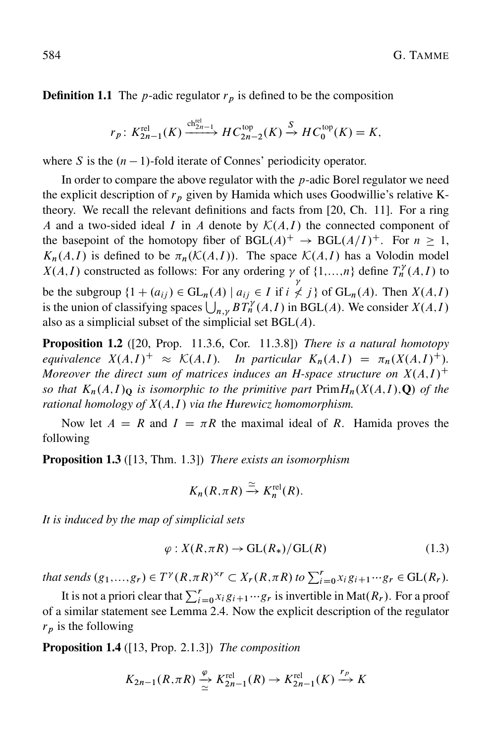**Definition 1.1** The $p$-adic regulator $r_p$ is defined to be the composition

$$r_p\colon K^{\mathrm{rel}}_{2n-1}(K) \xrightarrow{\mathrm{ch}^{\mathrm{rel}}_{2n-1}} HC^{\mathrm{top}}_{2n-2}(K) \xrightarrow{S} HC^{\mathrm{top}}_{0}(K) = K,$$

where $S$ is the $(n-1)$-fold iterate of Connes' periodicity operator.

In order to compare the above regulator with the $p$-adic Borel regulator we need the explicit description of $r_p$ given by Hamida which uses Goodwillie's relative K-theory. We recall the relevant definitions and facts from [20, Ch. 11]. For a ring $A$ and a two-sided ideal $I$ in $A$ denote by $\mathcal{K}(A,I)$ the connected component of the basepoint of the homotopy fiber of $\mathrm{BGL}(A)^+ \to \mathrm{BGL}(A/I)^+$. For $n \geq 1$, $K_n(A,I)$ is defined to be $\pi_n(\mathcal{K}(A,I))$. The space $\mathcal{K}(A,I)$ has a Volodin model $X(A,I)$ constructed as follows: For any ordering $\gamma$ of $\{1,\dots,n\}$ define $T^\gamma_n(A,I)$ to be the subgroup $\{1+(a_{ij}) \in \mathrm{GL}_n(A) \mid a_{ij} \in I \text{ if } i \overset{\gamma}{\not<} j\}$ of $\mathrm{GL}_n(A)$. Then $X(A,I)$ is the union of classifying spaces $\bigcup_{n,\gamma} BT^\gamma_n(A,I)$ in $\mathrm{BGL}(A)$. We consider $X(A,I)$ also as a simplicial subset of the simplicial set $\mathrm{BGL}(A)$.

**Proposition 1.2** ([20, Prop. 11.3.6, Cor. 11.3.8]) *There is a natural homotopy equivalence $X(A,I)^+ \approx \mathcal{K}(A,I)$. In particular $K_n(A,I) = \pi_n(X(A,I)^+)$. Moreover the direct sum of matrices induces an H-space structure on $X(A,I)^+$ so that $K_n(A,I)_{\mathbf{Q}}$ is isomorphic to the primitive part $\mathrm{Prim}H_n(X(A,I),\mathbf{Q})$ of the rational homology of $X(A,I)$ via the Hurewicz homomorphism.*

Now let $A = R$ and $I = \pi R$ the maximal ideal of $R$. Hamida proves the following

**Proposition 1.3** ([13, Thm. 1.3]) *There exists an isomorphism*

$$K_n(R,\pi R) \xrightarrow{\simeq} K^{\mathrm{rel}}_n(R).$$

*It is induced by the map of simplicial sets*

$$\varphi\colon X(R,\pi R) \to \mathrm{GL}(R_*)/\mathrm{GL}(R) \tag{1.3}$$

*that sends $(g_1,\dots,g_r) \in T^\gamma(R,\pi R)^{\times r} \subset X_r(R,\pi R)$ to $\sum_{i=0}^r x_i g_{i+1}\cdots g_r \in \mathrm{GL}(R_r)$.*

It is not a priori clear that $\sum_{i=0}^r x_i g_{i+1}\cdots g_r$ is invertible in $\mathrm{Mat}(R_r)$. For a proof of a similar statement see Lemma 2.4. Now the explicit description of the regulator $r_p$ is the following

**Proposition 1.4** ([13, Prop. 2.1.3]) *The composition*

$$K_{2n-1}(R,\pi R) \underset{\simeq}{\xrightarrow{\varphi}} K^{\mathrm{rel}}_{2n-1}(R) \to K^{\mathrm{rel}}_{2n-1}(K) \xrightarrow{r_p} K$$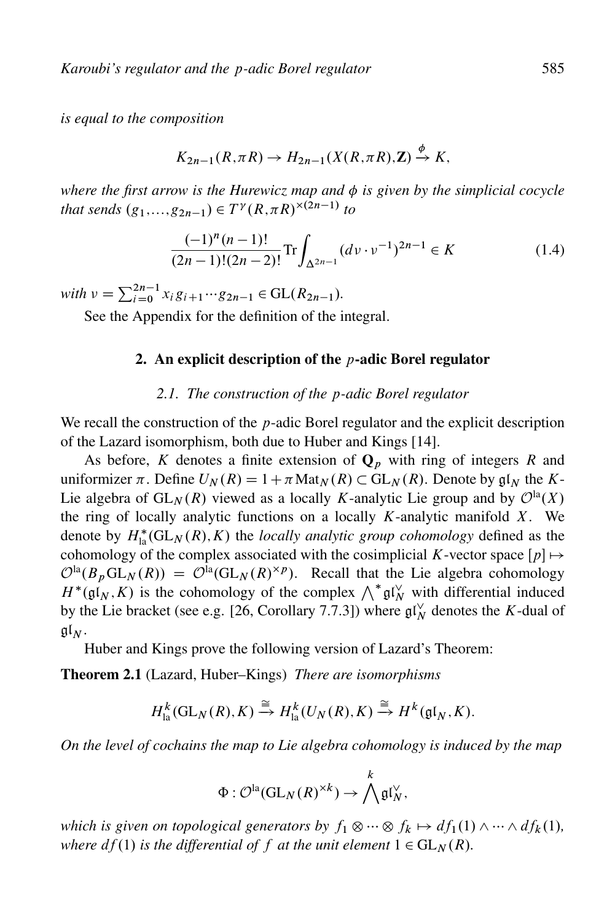*is equal to the composition*

$$K_{2n-1}(R,\pi R) \to H_{2n-1}(X(R,\pi R),\mathbf{Z}) \xrightarrow{\phi} K,$$

*where the first arrow is the Hurewicz map and $\phi$ is given by the simplicial cocycle that sends $(g_1,\dots,g_{2n-1}) \in T^\gamma(R,\pi R)^{\times(2n-1)}$ to*

$$\frac{(-1)^n(n-1)!}{(2n-1)!(2n-2)!}\operatorname{Tr}\int_{\Delta^{2n-1}}(d\nu\cdot\nu^{-1})^{2n-1} \in K \tag{1.4}$$

*with $\nu = \sum_{i=0}^{2n-1} x_i g_{i+1}\cdots g_{2n-1} \in \mathrm{GL}(R_{2n-1})$.*

See the Appendix for the definition of the integral.

## 2. An explicit description of the $p$-adic Borel regulator

### 2.1. The construction of the $p$-adic Borel regulator

We recall the construction of the $p$-adic Borel regulator and the explicit description of the Lazard isomorphism, both due to Huber and Kings [14].

As before, $K$ denotes a finite extension of $\mathbf{Q}_p$ with ring of integers $R$ and uniformizer $\pi$. Define $U_N(R) = 1+\pi\,\mathrm{Mat}_N(R) \subset \mathrm{GL}_N(R)$. Denote by $\mathfrak{gl}_N$ the $K$-Lie algebra of $\mathrm{GL}_N(R)$ viewed as a locally $K$-analytic Lie group and by $\mathcal{O}^{\mathrm{la}}(X)$ the ring of locally analytic functions on a locally $K$-analytic manifold $X$. We denote by $H^*_{\mathrm{la}}(\mathrm{GL}_N(R),K)$ the *locally analytic group cohomology* defined as the cohomology of the complex associated with the cosimplicial $K$-vector space $[p] \mapsto \mathcal{O}^{\mathrm{la}}(B_p\mathrm{GL}_N(R)) = \mathcal{O}^{\mathrm{la}}(\mathrm{GL}_N(R)^{\times p})$. Recall that the Lie algebra cohomology $H^*(\mathfrak{gl}_N,K)$ is the cohomology of the complex $\bigwedge^*\mathfrak{gl}_N^\vee$ with differential induced by the Lie bracket (see e.g. [26, Corollary 7.7.3]) where $\mathfrak{gl}_N^\vee$ denotes the $K$-dual of $\mathfrak{gl}_N$.

Huber and Kings prove the following version of Lazard's Theorem:

**Theorem 2.1** (Lazard, Huber–Kings) *There are isomorphisms*

$$H^k_{\mathrm{la}}(\mathrm{GL}_N(R),K) \xrightarrow{\cong} H^k_{\mathrm{la}}(U_N(R),K) \xrightarrow{\cong} H^k(\mathfrak{gl}_N,K).$$

*On the level of cochains the map to Lie algebra cohomology is induced by the map*

$$\Phi : \mathcal{O}^{\mathrm{la}}(\mathrm{GL}_N(R)^{\times k}) \to \bigwedge^k \mathfrak{gl}_N^\vee,$$

*which is given on topological generators by $f_1\otimes\cdots\otimes f_k \mapsto df_1(1)\wedge\cdots\wedge df_k(1)$, where $df(1)$ is the differential of $f$ at the unit element $1\in\mathrm{GL}_N(R)$.*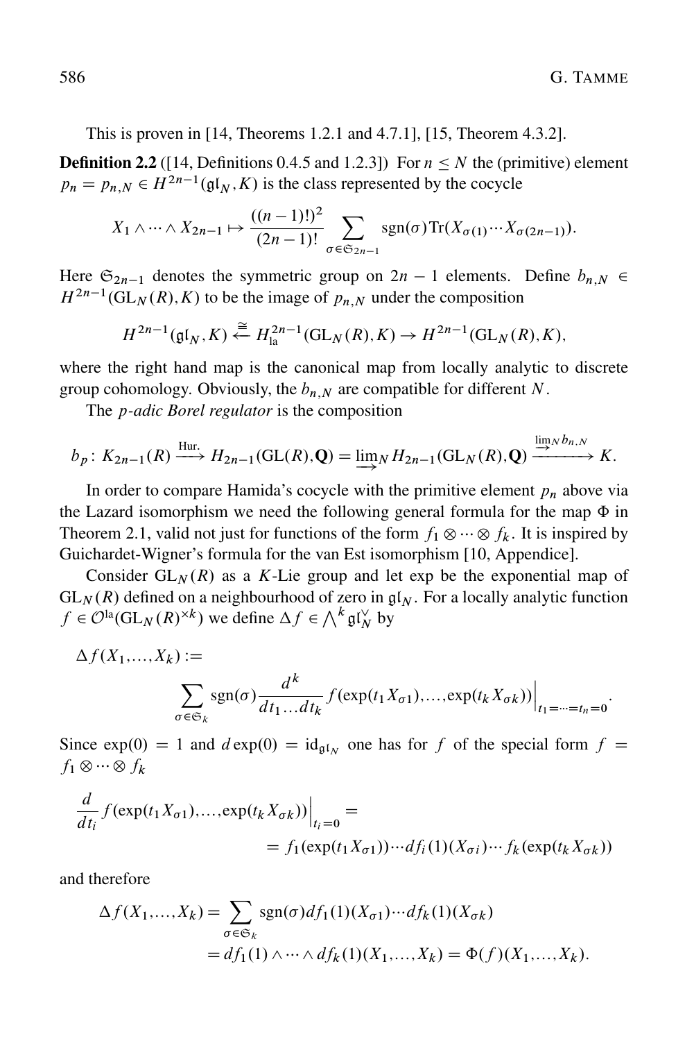This is proven in [14, Theorems 1.2.1 and 4.7.1], [15, Theorem 4.3.2].

**Definition 2.2** ([14, Definitions 0.4.5 and 1.2.3]) For $n \leq N$ the (primitive) element $p_n = p_{n,N} \in H^{2n-1}(\mathfrak{gl}_N, K)$ is the class represented by the cocycle

$$X_1 \wedge \cdots \wedge X_{2n-1} \mapsto \frac{((n-1)!)^2}{(2n-1)!} \sum_{\sigma \in \mathfrak{S}_{2n-1}} \operatorname{sgn}(\sigma) \operatorname{Tr}(X_{\sigma(1)} \cdots X_{\sigma(2n-1)}).$$

Here $\mathfrak{S}_{2n-1}$ denotes the symmetric group on $2n-1$ elements. Define $b_{n,N} \in H^{2n-1}(\mathrm{GL}_N(R), K)$ to be the image of $p_{n,N}$ under the composition

$$H^{2n-1}(\mathfrak{gl}_N, K) \overset{\cong}{\leftarrow} H^{2n-1}_{\mathrm{la}}(\mathrm{GL}_N(R), K) \to H^{2n-1}(\mathrm{GL}_N(R), K),$$

where the right hand map is the canonical map from locally analytic to discrete group cohomology. Obviously, the $b_{n,N}$ are compatible for different $N$.

The *p-adic Borel regulator* is the composition

$$b_p \colon K_{2n-1}(R) \xrightarrow{\text{Hur.}} H_{2n-1}(\mathrm{GL}(R), \mathbf{Q}) = \varinjlim_N H_{2n-1}(\mathrm{GL}_N(R), \mathbf{Q}) \xrightarrow{\varinjlim_N b_{n,N}} K.$$

In order to compare Hamida's cocycle with the primitive element $p_n$ above via the Lazard isomorphism we need the following general formula for the map $\Phi$ in Theorem 2.1, valid not just for functions of the form $f_1 \otimes \cdots \otimes f_k$. It is inspired by Guichardet-Wigner's formula for the van Est isomorphism [10, Appendice].

Consider $\mathrm{GL}_N(R)$ as a $K$-Lie group and let exp be the exponential map of $\mathrm{GL}_N(R)$ defined on a neighbourhood of zero in $\mathfrak{gl}_N$. For a locally analytic function $f \in \mathcal{O}^{\mathrm{la}}(\mathrm{GL}_N(R)^{\times k})$ we define $\Delta f \in \bigwedge^k \mathfrak{gl}_N^\vee$ by

$$\Delta f(X_1, \ldots, X_k) := \sum_{\sigma \in \mathfrak{S}_k} \operatorname{sgn}(\sigma) \frac{d^k}{dt_1 \ldots dt_k} f(\exp(t_1 X_{\sigma 1}), \ldots, \exp(t_k X_{\sigma k}))\Big|_{t_1 = \cdots = t_n = 0}.$$

Since $\exp(0) = 1$ and $d\exp(0) = \mathrm{id}_{\mathfrak{gl}_N}$ one has for $f$ of the special form $f = f_1 \otimes \cdots \otimes f_k$

$$\frac{d}{dt_i} f(\exp(t_1 X_{\sigma 1}), \ldots, \exp(t_k X_{\sigma k}))\Big|_{t_i = 0} = \\ = f_1(\exp(t_1 X_{\sigma 1})) \cdots df_i(1)(X_{\sigma i}) \cdots f_k(\exp(t_k X_{\sigma k}))$$

and therefore

$$\begin{aligned} \Delta f(X_1, \ldots, X_k) &= \sum_{\sigma \in \mathfrak{S}_k} \operatorname{sgn}(\sigma) df_1(1)(X_{\sigma 1}) \cdots df_k(1)(X_{\sigma k}) \\ &= df_1(1) \wedge \cdots \wedge df_k(1)(X_1, \ldots, X_k) = \Phi(f)(X_1, \ldots, X_k). \end{aligned}$$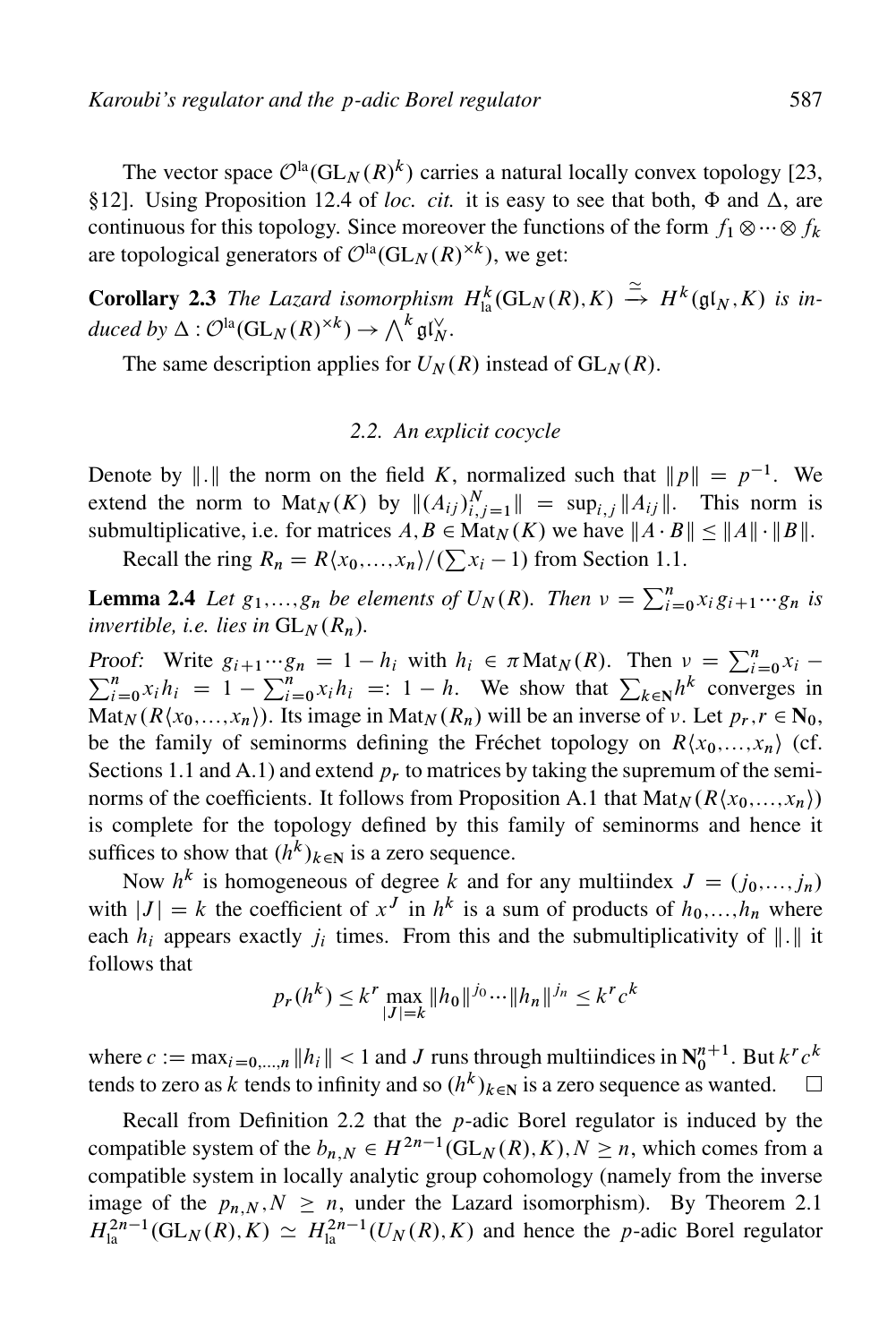The vector space $\mathcal{O}^{\mathrm{la}}(\mathrm{GL}_N(R)^k)$ carries a natural locally convex topology [23, §12]. Using Proposition 12.4 of *loc. cit.* it is easy to see that both, $\Phi$ and $\Delta$, are continuous for this topology. Since moreover the functions of the form $f_1 \otimes \cdots \otimes f_k$ are topological generators of $\mathcal{O}^{\mathrm{la}}(\mathrm{GL}_N(R)^{\times k})$, we get:

**Corollary 2.3** *The Lazard isomorphism $H^k_{\mathrm{la}}(\mathrm{GL}_N(R), K) \xrightarrow{\simeq} H^k(\mathfrak{gl}_N, K)$ is induced by $\Delta : \mathcal{O}^{\mathrm{la}}(\mathrm{GL}_N(R)^{\times k}) \to \bigwedge^k \mathfrak{gl}_N^\vee$.*

The same description applies for $U_N(R)$ instead of $\mathrm{GL}_N(R)$.

## 2.2. An explicit cocycle

Denote by $\|.\|$ the norm on the field $K$, normalized such that $\|p\| = p^{-1}$. We extend the norm to $\mathrm{Mat}_N(K)$ by $\|(A_{ij})_{i,j=1}^N\| = \sup_{i,j} \|A_{ij}\|$. This norm is submultiplicative, i.e. for matrices $A, B \in \mathrm{Mat}_N(K)$ we have $\|A \cdot B\| \leq \|A\| \cdot \|B\|$.

Recall the ring $R_n = R\langle x_0, \ldots, x_n\rangle / (\sum x_i - 1)$ from Section 1.1.

**Lemma 2.4** *Let $g_1, \ldots, g_n$ be elements of $U_N(R)$. Then $\nu = \sum_{i=0}^n x_i g_{i+1} \cdots g_n$ is invertible, i.e. lies in $\mathrm{GL}_N(R_n)$.*

*Proof:* Write $g_{i+1} \cdots g_n = 1 - h_i$ with $h_i \in \pi \mathrm{Mat}_N(R)$. Then $\nu = \sum_{i=0}^n x_i - \sum_{i=0}^n x_i h_i = 1 - \sum_{i=0}^n x_i h_i =: 1 - h$. We show that $\sum_{k \in \mathbf{N}} h^k$ converges in $\mathrm{Mat}_N(R\langle x_0, \ldots, x_n\rangle)$. Its image in $\mathrm{Mat}_N(R_n)$ will be an inverse of $\nu$. Let $p_r, r \in \mathbf{N}_0$, be the family of seminorms defining the Fréchet topology on $R\langle x_0, \ldots, x_n\rangle$ (cf. Sections 1.1 and A.1) and extend $p_r$ to matrices by taking the supremum of the seminorms of the coefficients. It follows from Proposition A.1 that $\mathrm{Mat}_N(R\langle x_0, \ldots, x_n\rangle)$ is complete for the topology defined by this family of seminorms and hence it suffices to show that $(h^k)_{k \in \mathbf{N}}$ is a zero sequence.

Now $h^k$ is homogeneous of degree $k$ and for any multiindex $J = (j_0, \ldots, j_n)$ with $|J| = k$ the coefficient of $x^J$ in $h^k$ is a sum of products of $h_0, \ldots, h_n$ where each $h_i$ appears exactly $j_i$ times. From this and the submultiplicativity of $\|.\|$ it follows that

$$p_r(h^k) \leq k^r \max_{|J|=k} \|h_0\|^{j_0} \cdots \|h_n\|^{j_n} \leq k^r c^k$$

where $c := \max_{i=0,\ldots,n} \|h_i\| < 1$ and $J$ runs through multiindices in $\mathbf{N}_0^{n+1}$. But $k^r c^k$ tends to zero as $k$ tends to infinity and so $(h^k)_{k \in \mathbf{N}}$ is a zero sequence as wanted. $\square$

Recall from Definition 2.2 that the $p$-adic Borel regulator is induced by the compatible system of the $b_{n,N} \in H^{2n-1}(\mathrm{GL}_N(R), K), N \geq n$, which comes from a compatible system in locally analytic group cohomology (namely from the inverse image of the $p_{n,N}, N \geq n$, under the Lazard isomorphism). By Theorem 2.1 $H^{2n-1}_{\mathrm{la}}(\mathrm{GL}_N(R), K) \simeq H^{2n-1}_{\mathrm{la}}(U_N(R), K)$ and hence the $p$-adic Borel regulator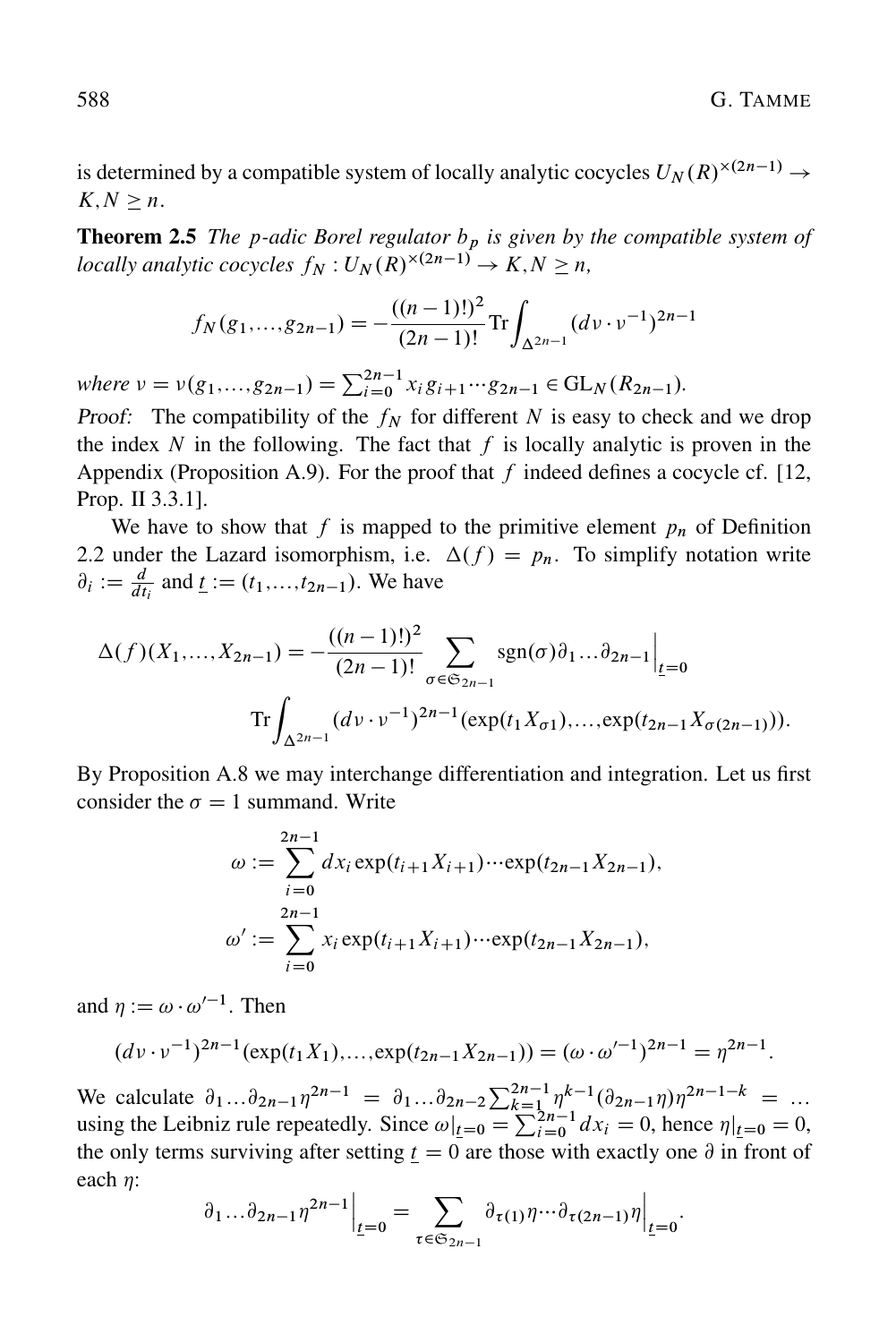is determined by a compatible system of locally analytic cocycles $U_N(R)^{\times(2n-1)} \to K, N \geq n$.

**Theorem 2.5** *The p-adic Borel regulator $b_p$ is given by the compatible system of locally analytic cocycles $f_N : U_N(R)^{\times(2n-1)} \to K, N \geq n$,*

$$f_N(g_1,\dots,g_{2n-1}) = -\frac{((n-1)!)^2}{(2n-1)!}\operatorname{Tr}\int_{\Delta^{2n-1}} (d\nu \cdot \nu^{-1})^{2n-1}$$

*where $\nu = \nu(g_1,\dots,g_{2n-1}) = \sum_{i=0}^{2n-1} x_i g_{i+1}\cdots g_{2n-1} \in \mathrm{GL}_N(R_{2n-1})$.*

*Proof:* The compatibility of the $f_N$ for different $N$ is easy to check and we drop the index $N$ in the following. The fact that $f$ is locally analytic is proven in the Appendix (Proposition A.9). For the proof that $f$ indeed defines a cocycle cf. [12, Prop. II 3.3.1].

We have to show that $f$ is mapped to the primitive element $p_n$ of Definition 2.2 under the Lazard isomorphism, i.e. $\Delta(f) = p_n$. To simplify notation write $\partial_i := \frac{d}{dt_i}$ and $\underline{t} := (t_1,\dots,t_{2n-1})$. We have

$$\Delta(f)(X_1,\dots,X_{2n-1}) = -\frac{((n-1)!)^2}{(2n-1)!}\sum_{\sigma\in\mathfrak{S}_{2n-1}} \operatorname{sgn}(\sigma)\partial_1\dots\partial_{2n-1}\Big|_{\underline{t}=0}$$
$$\operatorname{Tr}\int_{\Delta^{2n-1}} (d\nu\cdot\nu^{-1})^{2n-1}(\exp(t_1X_{\sigma 1}),\dots,\exp(t_{2n-1}X_{\sigma(2n-1)})).$$

By Proposition A.8 we may interchange differentiation and integration. Let us first consider the $\sigma = 1$ summand. Write

$$\omega := \sum_{i=0}^{2n-1} dx_i \exp(t_{i+1}X_{i+1})\cdots\exp(t_{2n-1}X_{2n-1}),$$
$$\omega' := \sum_{i=0}^{2n-1} x_i \exp(t_{i+1}X_{i+1})\cdots\exp(t_{2n-1}X_{2n-1}),$$

and $\eta := \omega\cdot\omega'^{-1}$. Then

$$(d\nu\cdot\nu^{-1})^{2n-1}(\exp(t_1X_1),\dots,\exp(t_{2n-1}X_{2n-1})) = (\omega\cdot\omega'^{-1})^{2n-1} = \eta^{2n-1}.$$

We calculate $\partial_1\dots\partial_{2n-1}\eta^{2n-1} = \partial_1\dots\partial_{2n-2}\sum_{k=1}^{2n-1}\eta^{k-1}(\partial_{2n-1}\eta)\eta^{2n-1-k} = \dots$ using the Leibniz rule repeatedly. Since $\omega|_{\underline{t}=0} = \sum_{i=0}^{2n-1} dx_i = 0$, hence $\eta|_{\underline{t}=0} = 0$, the only terms surviving after setting $\underline{t} = 0$ are those with exactly one $\partial$ in front of each $\eta$:

$$\partial_1\dots\partial_{2n-1}\eta^{2n-1}\Big|_{\underline{t}=0} = \sum_{\tau\in\mathfrak{S}_{2n-1}} \partial_{\tau(1)}\eta\cdots\partial_{\tau(2n-1)}\eta\Big|_{\underline{t}=0}.$$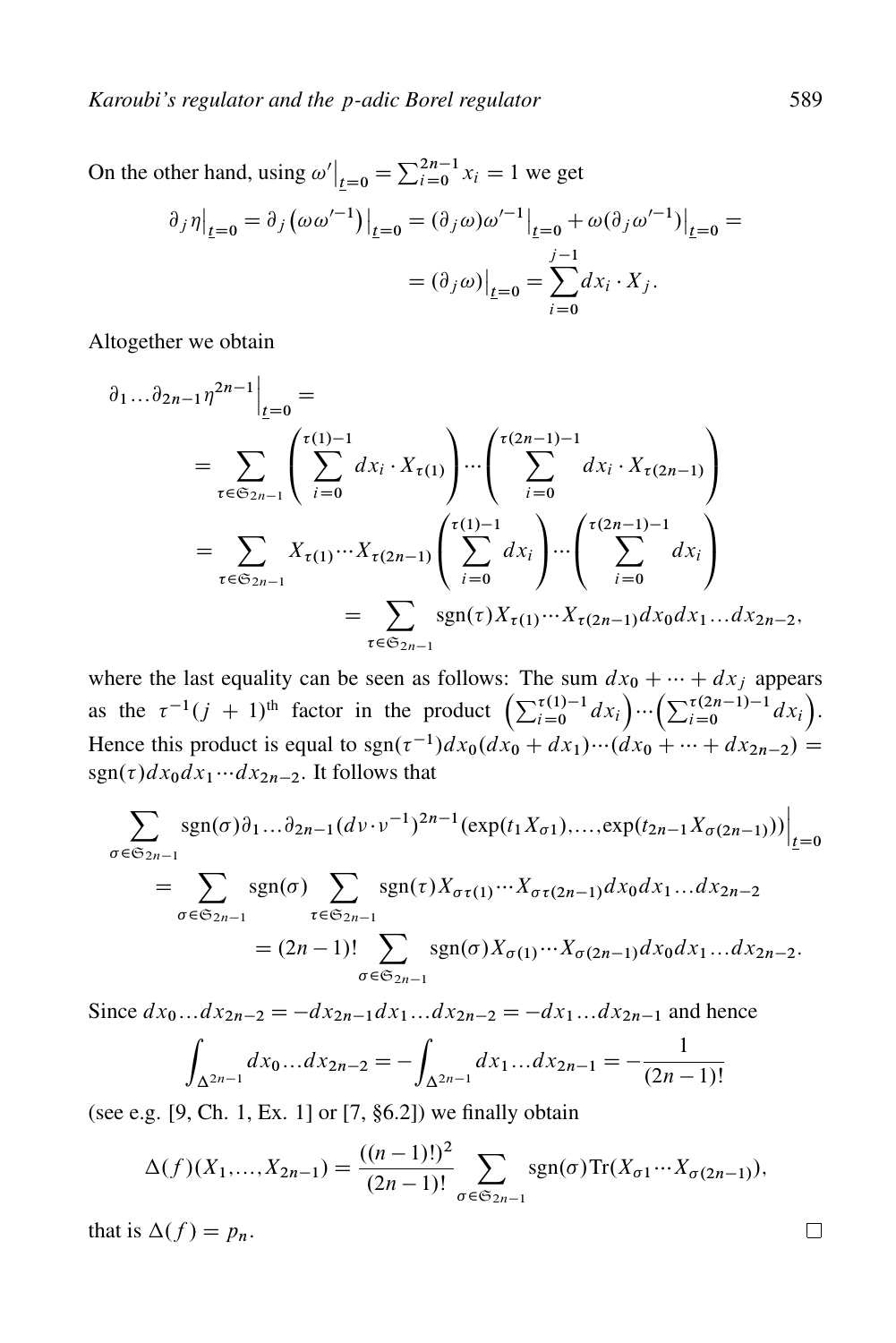On the other hand, using $\omega'\big|_{\underline{t}=0} = \sum_{i=0}^{2n-1} x_i = 1$ we get

$$\partial_j \eta\big|_{\underline{t}=0} = \partial_j \left(\omega\omega'^{-1}\right)\big|_{\underline{t}=0} = (\partial_j \omega)\omega'^{-1}\big|_{\underline{t}=0} + \omega(\partial_j \omega'^{-1})\big|_{\underline{t}=0} =$$

$$= (\partial_j \omega)\big|_{\underline{t}=0} = \sum_{i=0}^{j-1} dx_i \cdot X_j.$$

Altogether we obtain

$$\begin{aligned}
\partial_1 \dots \partial_{2n-1} \eta^{2n-1}\Big|_{\underline{t}=0} &= \\
&= \sum_{\tau \in \mathfrak{S}_{2n-1}} \left( \sum_{i=0}^{\tau(1)-1} dx_i \cdot X_{\tau(1)} \right) \cdots \left( \sum_{i=0}^{\tau(2n-1)-1} dx_i \cdot X_{\tau(2n-1)} \right) \\
&= \sum_{\tau \in \mathfrak{S}_{2n-1}} X_{\tau(1)} \cdots X_{\tau(2n-1)} \left( \sum_{i=0}^{\tau(1)-1} dx_i \right) \cdots \left( \sum_{i=0}^{\tau(2n-1)-1} dx_i \right) \\
&= \sum_{\tau \in \mathfrak{S}_{2n-1}} \operatorname{sgn}(\tau) X_{\tau(1)} \cdots X_{\tau(2n-1)} dx_0 dx_1 \dots dx_{2n-2},
\end{aligned}$$

where the last equality can be seen as follows: The sum $dx_0 + \cdots + dx_j$ appears as the $\tau^{-1}(j+1)^{\text{th}}$ factor in the product $\left(\sum_{i=0}^{\tau(1)-1} dx_i\right) \cdots \left(\sum_{i=0}^{\tau(2n-1)-1} dx_i\right)$. Hence this product is equal to $\operatorname{sgn}(\tau^{-1}) dx_0(dx_0 + dx_1) \cdots (dx_0 + \cdots + dx_{2n-2}) = \operatorname{sgn}(\tau) dx_0 dx_1 \cdots dx_{2n-2}$. It follows that

$$\begin{aligned}
\sum_{\sigma \in \mathfrak{S}_{2n-1}} & \operatorname{sgn}(\sigma) \partial_1 \dots \partial_{2n-1} (d\nu \cdot \nu^{-1})^{2n-1} (\exp(t_1 X_{\sigma 1}), \dots, \exp(t_{2n-1} X_{\sigma(2n-1)})) \Big|_{\underline{t}=0} \\
&= \sum_{\sigma \in \mathfrak{S}_{2n-1}} \operatorname{sgn}(\sigma) \sum_{\tau \in \mathfrak{S}_{2n-1}} \operatorname{sgn}(\tau) X_{\sigma\tau(1)} \cdots X_{\sigma\tau(2n-1)} dx_0 dx_1 \dots dx_{2n-2} \\
&= (2n-1)! \sum_{\sigma \in \mathfrak{S}_{2n-1}} \operatorname{sgn}(\sigma) X_{\sigma(1)} \cdots X_{\sigma(2n-1)} dx_0 dx_1 \dots dx_{2n-2}.
\end{aligned}$$

Since $dx_0 \dots dx_{2n-2} = -dx_{2n-1} dx_1 \dots dx_{2n-2} = -dx_1 \dots dx_{2n-1}$ and hence

$$\int_{\Delta^{2n-1}} dx_0 \dots dx_{2n-2} = -\int_{\Delta^{2n-1}} dx_1 \dots dx_{2n-1} = -\frac{1}{(2n-1)!}$$

(see e.g. [9, Ch. 1, Ex. 1] or [7, §6.2]) we finally obtain

$$\Delta(f)(X_1, \dots, X_{2n-1}) = \frac{((n-1)!)^2}{(2n-1)!} \sum_{\sigma \in \mathfrak{S}_{2n-1}} \operatorname{sgn}(\sigma) \operatorname{Tr}(X_{\sigma 1} \cdots X_{\sigma(2n-1)}),$$

that is $\Delta(f) = p_n$. $\square$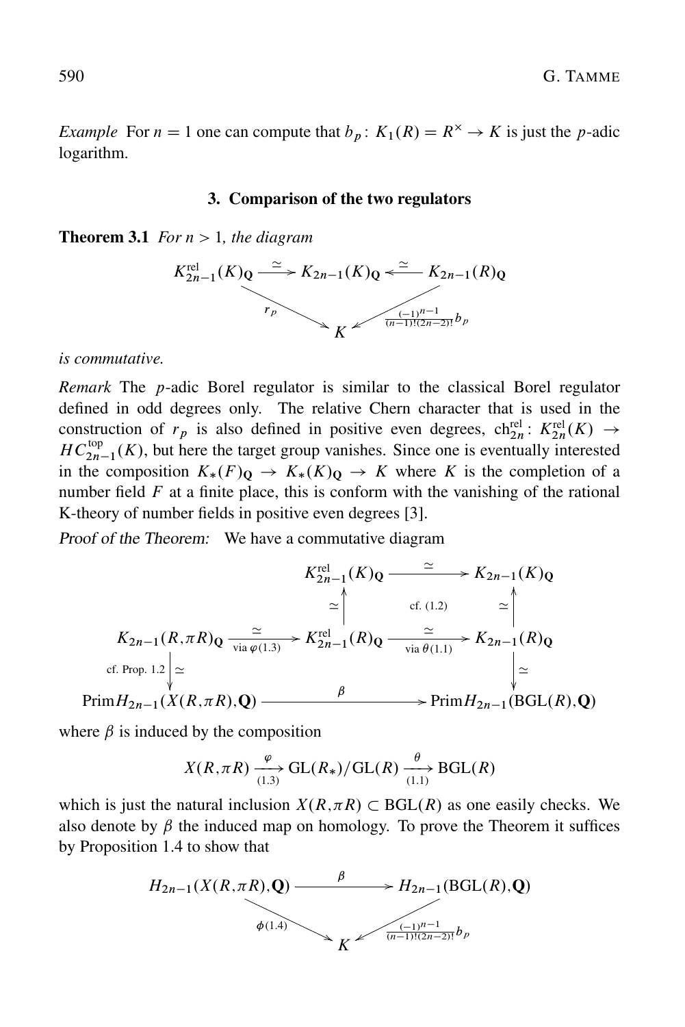*Example* For $n = 1$ one can compute that $b_p \colon K_1(R) = R^\times \to K$ is just the $p$-adic logarithm.

## 3. Comparison of the two regulators

**Theorem 3.1** *For $n > 1$, the diagram*

$$\begin{array}{ccccc} K^{\mathrm{rel}}_{2n-1}(K)_{\mathbf{Q}} & \xrightarrow{\simeq} & K_{2n-1}(K)_{\mathbf{Q}} & \xleftarrow{\simeq} & K_{2n-1}(R)_{\mathbf{Q}} \\ & \searrow^{r_p} & & \swarrow_{\frac{(-1)^{n-1}}{(n-1)!(2n-2)!} b_p} & \\ & & K & & \end{array}$$

*is commutative.*

*Remark* The $p$-adic Borel regulator is similar to the classical Borel regulator defined in odd degrees only. The relative Chern character that is used in the construction of $r_p$ is also defined in positive even degrees, $\mathrm{ch}^{\mathrm{rel}}_{2n} \colon K^{\mathrm{rel}}_{2n}(K) \to HC^{\mathrm{top}}_{2n-1}(K)$, but here the target group vanishes. Since one is eventually interested in the composition $K_*(F)_{\mathbf{Q}} \to K_*(K)_{\mathbf{Q}} \to K$ where $K$ is the completion of a number field $F$ at a finite place, this is conform with the vanishing of the rational K-theory of number fields in positive even degrees [3].

*Proof of the Theorem:* We have a commutative diagram

$$\begin{array}{ccccc} & & K^{\mathrm{rel}}_{2n-1}(K)_{\mathbf{Q}} & \xrightarrow{\simeq} & K_{2n-1}(K)_{\mathbf{Q}} \\ & & \uparrow \simeq & \text{cf. (1.2)} & \uparrow \simeq \\ K_{2n-1}(R,\pi R)_{\mathbf{Q}} & \xrightarrow[\text{via } \varphi (1.3)]{\simeq} & K^{\mathrm{rel}}_{2n-1}(R)_{\mathbf{Q}} & \xrightarrow[\text{via } \theta (1.1)]{\simeq} & K_{2n-1}(R)_{\mathbf{Q}} \\ \downarrow \simeq \ \text{cf. Prop. 1.2} & & & & \downarrow \simeq \\ \mathrm{Prim} H_{2n-1}(X(R,\pi R),\mathbf{Q}) & & \xrightarrow{\beta} & & \mathrm{Prim} H_{2n-1}(\mathrm{BGL}(R),\mathbf{Q}) \end{array}$$

where $\beta$ is induced by the composition

$$X(R,\pi R) \xrightarrow[(1.3)]{\varphi} \mathrm{GL}(R_*)/\mathrm{GL}(R) \xrightarrow[(1.1)]{\theta} \mathrm{BGL}(R)$$

which is just the natural inclusion $X(R,\pi R) \subset \mathrm{BGL}(R)$ as one easily checks. We also denote by $\beta$ the induced map on homology. To prove the Theorem it suffices by Proposition 1.4 to show that

$$\begin{array}{ccc} H_{2n-1}(X(R,\pi R),\mathbf{Q}) & \xrightarrow{\beta} & H_{2n-1}(\mathrm{BGL}(R),\mathbf{Q}) \\ & \searrow^{\phi(1.4)} \quad \swarrow_{\frac{(-1)^{n-1}}{(n-1)!(2n-2)!} b_p} & \\ & K & \end{array}$$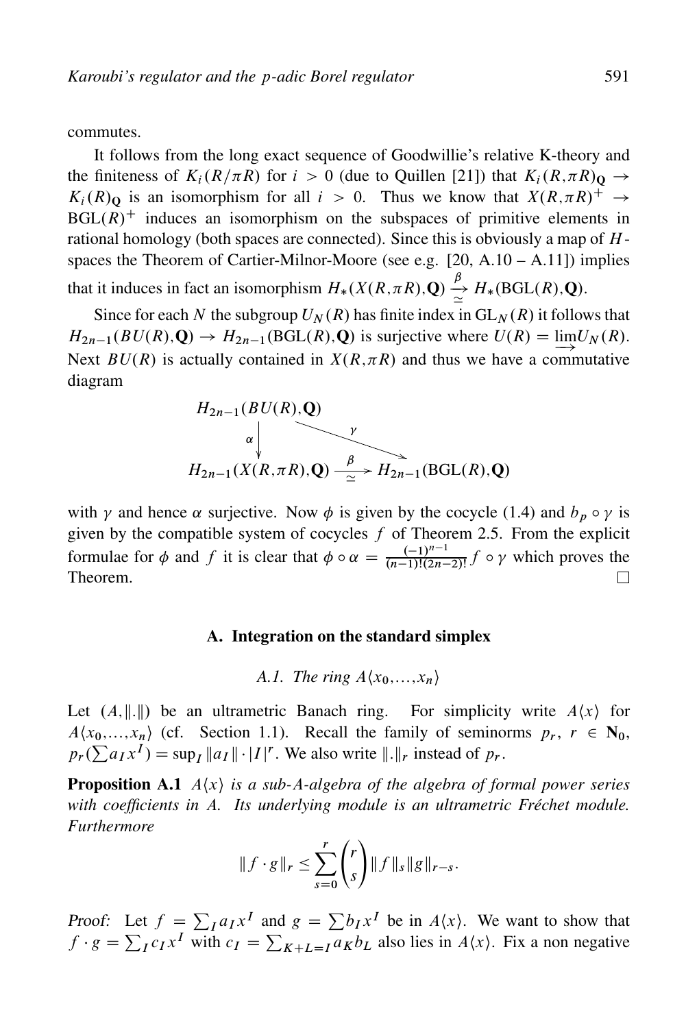commutes.

It follows from the long exact sequence of Goodwillie's relative K-theory and the finiteness of $K_i(R/\pi R)$ for $i > 0$ (due to Quillen [21]) that $K_i(R,\pi R)_{\mathbf{Q}} \to K_i(R)_{\mathbf{Q}}$ is an isomorphism for all $i > 0$. Thus we know that $X(R,\pi R)^+ \to \mathrm{BGL}(R)^+$ induces an isomorphism on the subspaces of primitive elements in rational homology (both spaces are connected). Since this is obviously a map of $H$-spaces the Theorem of Cartier-Milnor-Moore (see e.g. [20, A.10 – A.11]) implies that it induces in fact an isomorphism $H_*(X(R,\pi R),\mathbf{Q}) \underset{\simeq}{\overset{\beta}{\to}} H_*(\mathrm{BGL}(R),\mathbf{Q})$.

Since for each $N$ the subgroup $U_N(R)$ has finite index in $\mathrm{GL}_N(R)$ it follows that $H_{2n-1}(BU(R),\mathbf{Q}) \to H_{2n-1}(\mathrm{BGL}(R),\mathbf{Q})$ is surjective where $U(R) = \varinjlim U_N(R)$. Next $BU(R)$ is actually contained in $X(R,\pi R)$ and thus we have a commutative diagram

$$\begin{array}{ccc} H_{2n-1}(BU(R),\mathbf{Q}) & & \\ \downarrow \alpha & \searrow^{\gamma} & \\ H_{2n-1}(X(R,\pi R),\mathbf{Q}) & \underset{\simeq}{\overset{\beta}{\longrightarrow}} & H_{2n-1}(\mathrm{BGL}(R),\mathbf{Q}) \end{array}$$

with $\gamma$ and hence $\alpha$ surjective. Now $\phi$ is given by the cocycle (1.4) and $b_p \circ \gamma$ is given by the compatible system of cocycles $f$ of Theorem 2.5. From the explicit formulae for $\phi$ and $f$ it is clear that $\phi \circ \alpha = \frac{(-1)^{n-1}}{(n-1)!(2n-2)!} f \circ \gamma$ which proves the Theorem. □

## A. Integration on the standard simplex

### *A.1. The ring $A\langle x_0,\ldots,x_n\rangle$*

Let $(A,\|.\|)$ be an ultrametric Banach ring. For simplicity write $A\langle x\rangle$ for $A\langle x_0,\ldots,x_n\rangle$ (cf. Section 1.1). Recall the family of seminorms $p_r$, $r \in \mathbf{N}_0$, $p_r(\sum a_I x^I) = \sup_I \|a_I\| \cdot |I|^r$. We also write $\|.\|_r$ instead of $p_r$.

**Proposition A.1** *$A\langle x\rangle$ is a sub-$A$-algebra of the algebra of formal power series with coefficients in $A$. Its underlying module is an ultrametric Fréchet module. Furthermore*

$$\|f \cdot g\|_r \leq \sum_{s=0}^{r} \binom{r}{s} \|f\|_s \|g\|_{r-s}.$$

*Proof:* Let $f = \sum_I a_I x^I$ and $g = \sum b_I x^I$ be in $A\langle x\rangle$. We want to show that $f \cdot g = \sum_I c_I x^I$ with $c_I = \sum_{K+L=I} a_K b_L$ also lies in $A\langle x\rangle$. Fix a non negative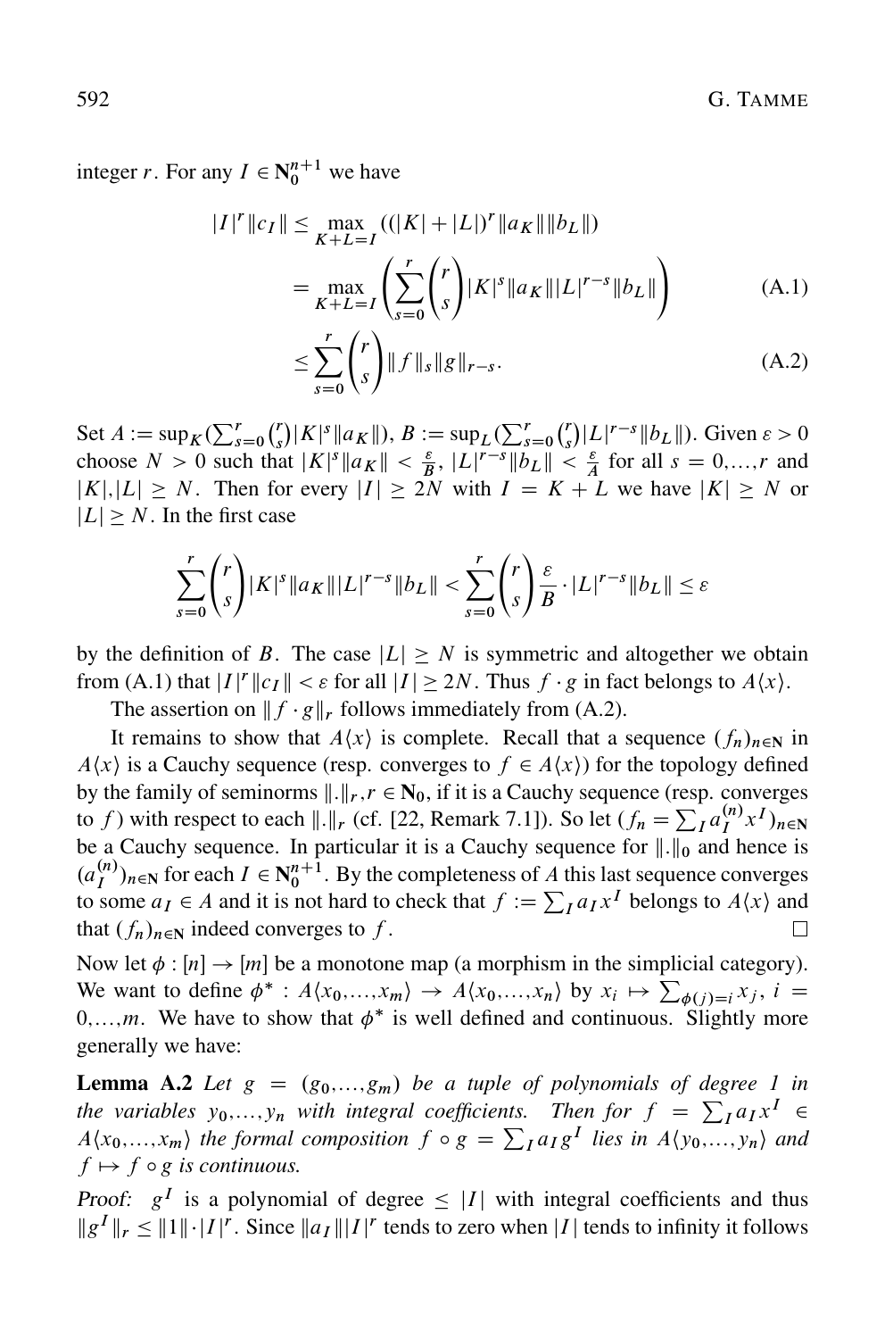integer $r$. For any $I \in \mathbf{N}_0^{n+1}$ we have

$$
\begin{aligned}
|I|^r \|c_I\| &\leq \max_{K+L=I} ((|K|+|L|)^r \|a_K\| \|b_L\|) \\
&= \max_{K+L=I} \left( \sum_{s=0}^{r} \binom{r}{s} |K|^s \|a_K\| |L|^{r-s} \|b_L\| \right) \qquad \text{(A.1)} \\
&\leq \sum_{s=0}^{r} \binom{r}{s} \|f\|_s \|g\|_{r-s}. \qquad \text{(A.2)}
\end{aligned}
$$

Set $A := \sup_K (\sum_{s=0}^{r} \binom{r}{s} |K|^s \|a_K\|)$, $B := \sup_L (\sum_{s=0}^{r} \binom{r}{s} |L|^{r-s} \|b_L\|)$. Given $\varepsilon > 0$ choose $N > 0$ such that $|K|^s \|a_K\| < \frac{\varepsilon}{B}$, $|L|^{r-s} \|b_L\| < \frac{\varepsilon}{A}$ for all $s = 0, \ldots, r$ and $|K|, |L| \geq N$. Then for every $|I| \geq 2N$ with $I = K + L$ we have $|K| \geq N$ or $|L| \geq N$. In the first case

$$
\sum_{s=0}^{r} \binom{r}{s} |K|^s \|a_K\| |L|^{r-s} \|b_L\| < \sum_{s=0}^{r} \binom{r}{s} \frac{\varepsilon}{B} \cdot |L|^{r-s} \|b_L\| \leq \varepsilon
$$

by the definition of $B$. The case $|L| \geq N$ is symmetric and altogether we obtain from (A.1) that $|I|^r \|c_I\| < \varepsilon$ for all $|I| \geq 2N$. Thus $f \cdot g$ in fact belongs to $A\langle x \rangle$.

The assertion on $\|f \cdot g\|_r$ follows immediately from (A.2).

It remains to show that $A\langle x \rangle$ is complete. Recall that a sequence $(f_n)_{n \in \mathbf{N}}$ in $A\langle x \rangle$ is a Cauchy sequence (resp. converges to $f \in A\langle x \rangle$) for the topology defined by the family of seminorms $\|.\|_r, r \in \mathbf{N}_0$, if it is a Cauchy sequence (resp. converges to $f$) with respect to each $\|.\|_r$ (cf. [22, Remark 7.1]). So let $(f_n = \sum_I a_I^{(n)} x^I)_{n \in \mathbf{N}}$ be a Cauchy sequence. In particular it is a Cauchy sequence for $\|.\|_0$ and hence is $(a_I^{(n)})_{n \in \mathbf{N}}$ for each $I \in \mathbf{N}_0^{n+1}$. By the completeness of $A$ this last sequence converges to some $a_I \in A$ and it is not hard to check that $f := \sum_I a_I x^I$ belongs to $A\langle x \rangle$ and that $(f_n)_{n \in \mathbf{N}}$ indeed converges to $f$. □

Now let $\phi : [n] \to [m]$ be a monotone map (a morphism in the simplicial category). We want to define $\phi^* : A\langle x_0, \ldots, x_m \rangle \to A\langle x_0, \ldots, x_n \rangle$ by $x_i \mapsto \sum_{\phi(j)=i} x_j$, $i = 0, \ldots, m$. We have to show that $\phi^*$ is well defined and continuous. Slightly more generally we have:

**Lemma A.2** *Let $g = (g_0, \ldots, g_m)$ be a tuple of polynomials of degree 1 in the variables $y_0, \ldots, y_n$ with integral coefficients. Then for $f = \sum_I a_I x^I \in A\langle x_0, \ldots, x_m \rangle$ the formal composition $f \circ g = \sum_I a_I g^I$ lies in $A\langle y_0, \ldots, y_n \rangle$ and $f \mapsto f \circ g$ is continuous.*

*Proof:* $g^I$ is a polynomial of degree $\leq |I|$ with integral coefficients and thus $\|g^I\|_r \leq \|1\| \cdot |I|^r$. Since $\|a_I\| |I|^r$ tends to zero when $|I|$ tends to infinity it follows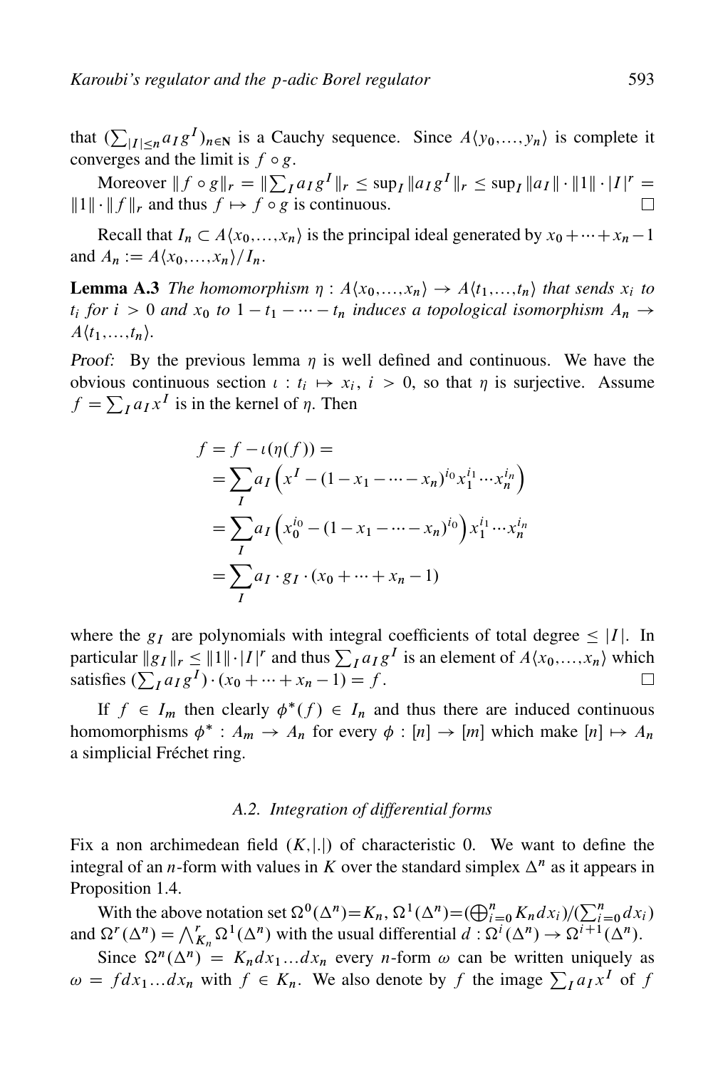that $(\sum_{|I|\leq n} a_I g^I)_{n\in\mathbf{N}}$ is a Cauchy sequence. Since $A\langle y_0,\dots,y_n\rangle$ is complete it converges and the limit is $f\circ g$.

Moreover $\|f\circ g\|_r = \|\sum_I a_I g^I\|_r \leq \sup_I \|a_I g^I\|_r \leq \sup_I \|a_I\|\cdot\|1\|\cdot|I|^r = \|1\|\cdot\|f\|_r$ and thus $f\mapsto f\circ g$ is continuous. □

Recall that $I_n \subset A\langle x_0,\dots,x_n\rangle$ is the principal ideal generated by $x_0+\dots+x_n-1$ and $A_n := A\langle x_0,\dots,x_n\rangle/I_n$.

**Lemma A.3** *The homomorphism $\eta : A\langle x_0,\dots,x_n\rangle \to A\langle t_1,\dots,t_n\rangle$ that sends $x_i$ to $t_i$ for $i>0$ and $x_0$ to $1-t_1-\dots-t_n$ induces a topological isomorphism $A_n \to A\langle t_1,\dots,t_n\rangle$.*

*Proof:* By the previous lemma $\eta$ is well defined and continuous. We have the obvious continuous section $\iota : t_i \mapsto x_i$, $i>0$, so that $\eta$ is surjective. Assume $f=\sum_I a_I x^I$ is in the kernel of $\eta$. Then

$$
\begin{aligned}
f &= f - \iota(\eta(f)) = \\
&= \sum_I a_I \left( x^I - (1-x_1-\dots-x_n)^{i_0} x_1^{i_1}\cdots x_n^{i_n}\right) \\
&= \sum_I a_I \left( x_0^{i_0} - (1-x_1-\dots-x_n)^{i_0}\right) x_1^{i_1}\cdots x_n^{i_n} \\
&= \sum_I a_I \cdot g_I \cdot (x_0+\dots+x_n-1)
\end{aligned}
$$

where the $g_I$ are polynomials with integral coefficients of total degree $\leq |I|$. In particular $\|g_I\|_r \leq \|1\|\cdot|I|^r$ and thus $\sum_I a_I g^I$ is an element of $A\langle x_0,\dots,x_n\rangle$ which satisfies $(\sum_I a_I g^I)\cdot(x_0+\dots+x_n-1) = f$. □

If $f\in I_m$ then clearly $\phi^*(f)\in I_n$ and thus there are induced continuous homomorphisms $\phi^* : A_m \to A_n$ for every $\phi : [n]\to[m]$ which make $[n]\mapsto A_n$ a simplicial Fréchet ring.

### *A.2. Integration of differential forms*

Fix a non archimedean field $(K,|.|)$ of characteristic 0. We want to define the integral of an $n$-form with values in $K$ over the standard simplex $\Delta^n$ as it appears in Proposition 1.4.

With the above notation set $\Omega^0(\Delta^n)=K_n$, $\Omega^1(\Delta^n)=(\bigoplus_{i=0}^n K_n dx_i)/(\sum_{i=0}^n dx_i)$ and $\Omega^r(\Delta^n)=\bigwedge^r_{K_n}\Omega^1(\Delta^n)$ with the usual differential $d:\Omega^i(\Delta^n)\to\Omega^{i+1}(\Delta^n)$.

Since $\Omega^n(\Delta^n) = K_n dx_1\dots dx_n$ every $n$-form $\omega$ can be written uniquely as $\omega = f dx_1\dots dx_n$ with $f\in K_n$. We also denote by $f$ the image $\sum_I a_I x^I$ of $f$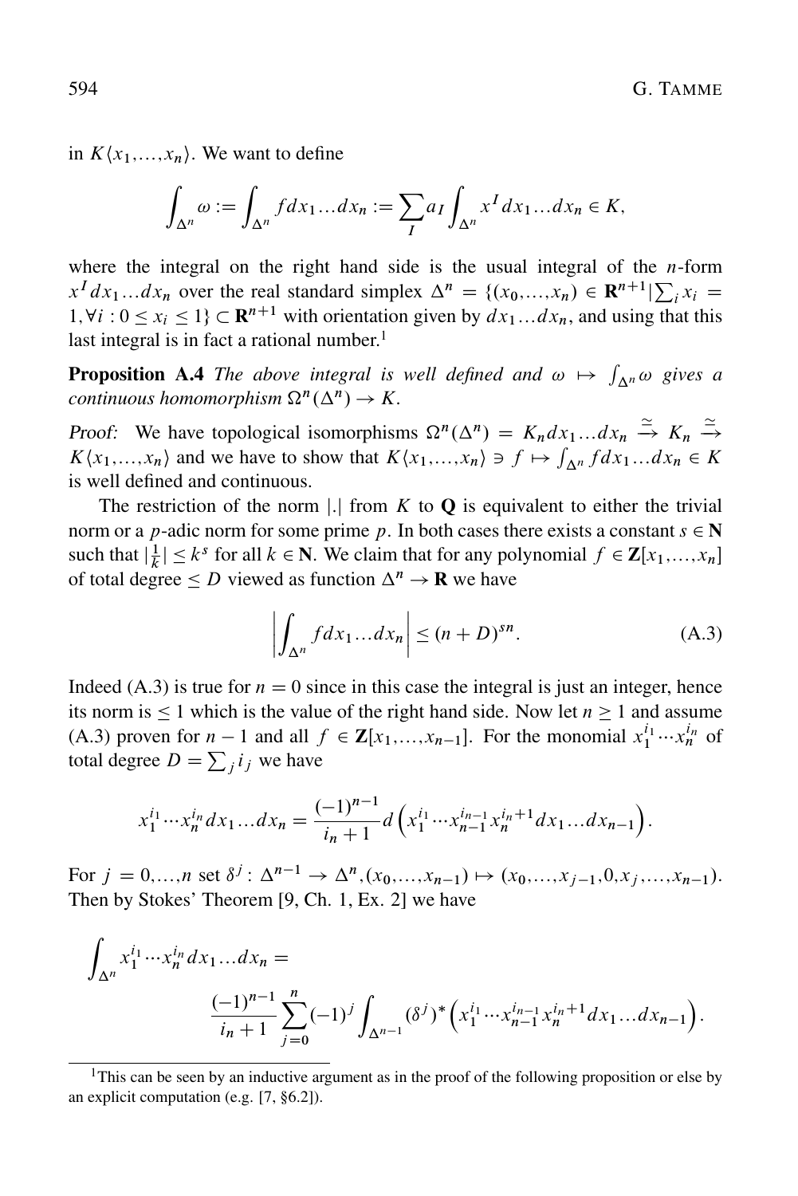in $K\langle x_1,\ldots,x_n\rangle$. We want to define

$$\int_{\Delta^n} \omega := \int_{\Delta^n} f dx_1 \ldots dx_n := \sum_I a_I \int_{\Delta^n} x^I dx_1 \ldots dx_n \in K,$$

where the integral on the right hand side is the usual integral of the $n$-form $x^I dx_1 \ldots dx_n$ over the real standard simplex $\Delta^n = \{(x_0,\ldots,x_n) \in \mathbf{R}^{n+1} | \sum_i x_i = 1, \forall i : 0 \leq x_i \leq 1\} \subset \mathbf{R}^{n+1}$ with orientation given by $dx_1 \ldots dx_n$, and using that this last integral is in fact a rational number.[1]

**Proposition A.4** *The above integral is well defined and $\omega \mapsto \int_{\Delta^n} \omega$ gives a continuous homomorphism $\Omega^n(\Delta^n) \to K$.*

*Proof:* We have topological isomorphisms $\Omega^n(\Delta^n) = K_n dx_1 \ldots dx_n \xrightarrow{\simeq} K_n \xrightarrow{\simeq} K\langle x_1,\ldots,x_n\rangle$ and we have to show that $K\langle x_1,\ldots,x_n\rangle \ni f \mapsto \int_{\Delta^n} f dx_1 \ldots dx_n \in K$ is well defined and continuous.

The restriction of the norm $|.|$ from $K$ to $\mathbf{Q}$ is equivalent to either the trivial norm or a $p$-adic norm for some prime $p$. In both cases there exists a constant $s \in \mathbf{N}$ such that $|\frac{1}{k}| \leq k^s$ for all $k \in \mathbf{N}$. We claim that for any polynomial $f \in \mathbf{Z}[x_1,\ldots,x_n]$ of total degree $\leq D$ viewed as function $\Delta^n \to \mathbf{R}$ we have

$$\left| \int_{\Delta^n} f dx_1 \ldots dx_n \right| \leq (n+D)^{sn}. \tag{A.3}$$

Indeed (A.3) is true for $n = 0$ since in this case the integral is just an integer, hence its norm is $\leq 1$ which is the value of the right hand side. Now let $n \geq 1$ and assume (A.3) proven for $n-1$ and all $f \in \mathbf{Z}[x_1,\ldots,x_{n-1}]$. For the monomial $x_1^{i_1} \cdots x_n^{i_n}$ of total degree $D = \sum_j i_j$ we have

$$x_1^{i_1} \cdots x_n^{i_n} dx_1 \ldots dx_n = \frac{(-1)^{n-1}}{i_n + 1} d\left( x_1^{i_1} \cdots x_{n-1}^{i_{n-1}} x_n^{i_n+1} dx_1 \ldots dx_{n-1} \right).$$

For $j = 0,\ldots,n$ set $\delta^j : \Delta^{n-1} \to \Delta^n, (x_0,\ldots,x_{n-1}) \mapsto (x_0,\ldots,x_{j-1},0,x_j,\ldots,x_{n-1})$. Then by Stokes' Theorem [9, Ch. 1, Ex. 2] we have

$$\int_{\Delta^n} x_1^{i_1} \cdots x_n^{i_n} dx_1 \ldots dx_n = \frac{(-1)^{n-1}}{i_n+1} \sum_{j=0}^{n} (-1)^j \int_{\Delta^{n-1}} (\delta^j)^* \left( x_1^{i_1} \cdots x_{n-1}^{i_{n-1}} x_n^{i_n+1} dx_1 \ldots dx_{n-1} \right).$$

---

[1] This can be seen by an inductive argument as in the proof of the following proposition or else by an explicit computation (e.g. [7, §6.2]).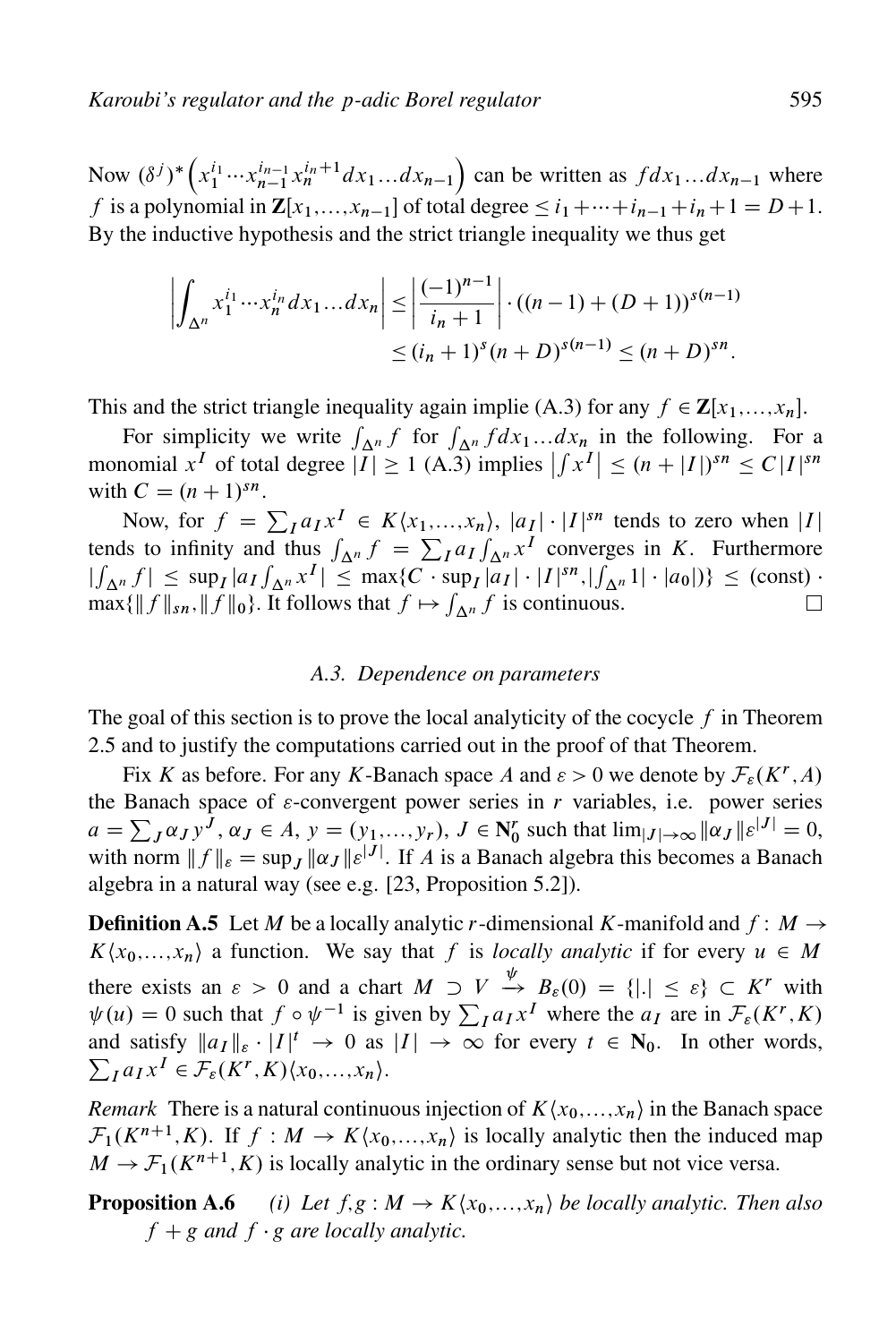Now $(\delta^j)^*\left(x_1^{i_1}\cdots x_{n-1}^{i_{n-1}}x_n^{i_n+1}dx_1\ldots dx_{n-1}\right)$ can be written as $f\,dx_1\ldots dx_{n-1}$ where $f$ is a polynomial in $\mathbf{Z}[x_1,\ldots,x_{n-1}]$ of total degree $\leq i_1+\cdots+i_{n-1}+i_n+1 = D+1$. By the inductive hypothesis and the strict triangle inequality we thus get

$$\left|\int_{\Delta^n} x_1^{i_1}\cdots x_n^{i_n}dx_1\ldots dx_n\right| \leq \left|\frac{(-1)^{n-1}}{i_n+1}\right|\cdot((n-1)+(D+1))^{s(n-1)}$$
$$\leq (i_n+1)^s(n+D)^{s(n-1)} \leq (n+D)^{sn}.$$

This and the strict triangle inequality again implie (A.3) for any $f\in\mathbf{Z}[x_1,\ldots,x_n]$.

For simplicity we write $\int_{\Delta^n} f$ for $\int_{\Delta^n} f\,dx_1\ldots dx_n$ in the following. For a monomial $x^I$ of total degree $|I|\geq 1$ (A.3) implies $\left|\int x^I\right| \leq (n+|I|)^{sn} \leq C|I|^{sn}$ with $C=(n+1)^{sn}$.

Now, for $f=\sum_I a_I x^I \in K\langle x_1,\ldots,x_n\rangle$, $|a_I|\cdot|I|^{sn}$ tends to zero when $|I|$ tends to infinity and thus $\int_{\Delta^n} f = \sum_I a_I\int_{\Delta^n} x^I$ converges in $K$. Furthermore $|\int_{\Delta^n} f| \leq \sup_I |a_I\int_{\Delta^n} x^I| \leq \max\{C\cdot\sup_I|a_I|\cdot|I|^{sn}, |\int_{\Delta^n} 1|\cdot|a_0|\}\} \leq (\text{const})\cdot\max\{\|f\|_{sn},\|f\|_0\}$. It follows that $f\mapsto\int_{\Delta^n} f$ is continuous. □

### *A.3. Dependence on parameters*

The goal of this section is to prove the local analyticity of the cocycle $f$ in Theorem 2.5 and to justify the computations carried out in the proof of that Theorem.

Fix $K$ as before. For any $K$-Banach space $A$ and $\varepsilon>0$ we denote by $\mathcal{F}_\varepsilon(K^r,A)$ the Banach space of $\varepsilon$-convergent power series in $r$ variables, i.e. power series $a=\sum_J \alpha_J y^J$, $\alpha_J\in A$, $y=(y_1,\ldots,y_r)$, $J\in\mathbf{N}_0^r$ such that $\lim_{|J|\to\infty}\|\alpha_J\|\varepsilon^{|J|}=0$, with norm $\|f\|_\varepsilon = \sup_J\|\alpha_J\|\varepsilon^{|J|}$. If $A$ is a Banach algebra this becomes a Banach algebra in a natural way (see e.g. [23, Proposition 5.2]).

**Definition A.5** Let $M$ be a locally analytic $r$-dimensional $K$-manifold and $f: M\to K\langle x_0,\ldots,x_n\rangle$ a function. We say that $f$ is *locally analytic* if for every $u\in M$ there exists an $\varepsilon>0$ and a chart $M\supset V\xrightarrow{\psi} B_\varepsilon(0)=\{|.|\leq\varepsilon\}\subset K^r$ with $\psi(u)=0$ such that $f\circ\psi^{-1}$ is given by $\sum_I a_I x^I$ where the $a_I$ are in $\mathcal{F}_\varepsilon(K^r,K)$ and satisfy $\|a_I\|_\varepsilon\cdot|I|^t\to 0$ as $|I|\to\infty$ for every $t\in\mathbf{N}_0$. In other words, $\sum_I a_I x^I\in\mathcal{F}_\varepsilon(K^r,K)\langle x_0,\ldots,x_n\rangle$.

*Remark* There is a natural continuous injection of $K\langle x_0,\ldots,x_n\rangle$ in the Banach space $\mathcal{F}_1(K^{n+1},K)$. If $f: M\to K\langle x_0,\ldots,x_n\rangle$ is locally analytic then the induced map $M\to\mathcal{F}_1(K^{n+1},K)$ is locally analytic in the ordinary sense but not vice versa.

**Proposition A.6** *(i) Let $f,g: M\to K\langle x_0,\ldots,x_n\rangle$ be locally analytic. Then also $f+g$ and $f\cdot g$ are locally analytic.*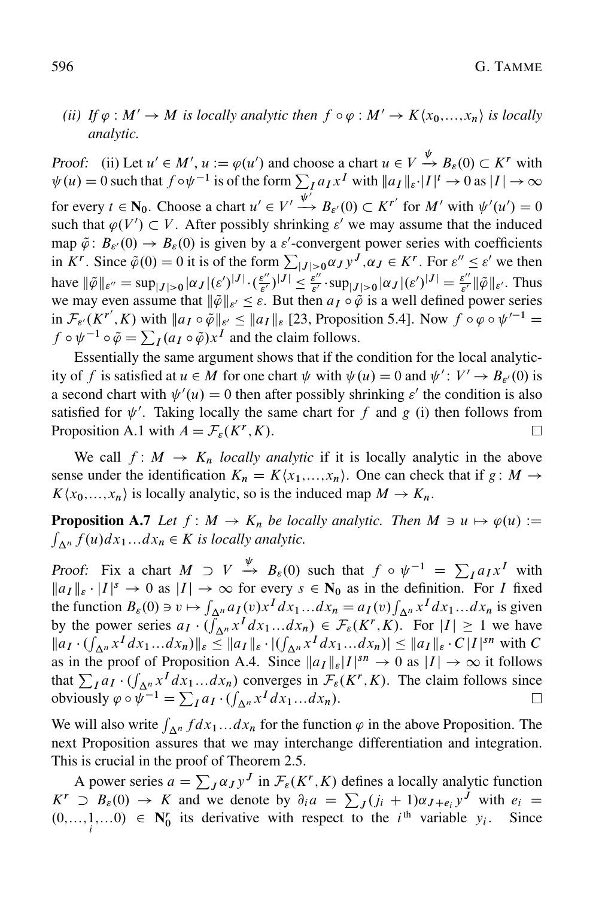*(ii) If $\varphi : M' \to M$ is locally analytic then $f \circ \varphi : M' \to K\langle x_0,\dots,x_n\rangle$ is locally analytic.*

*Proof:* (ii) Let $u' \in M'$, $u := \varphi(u')$ and choose a chart $u \in V \xrightarrow{\psi} B_\varepsilon(0) \subset K^r$ with $\psi(u) = 0$ such that $f \circ \psi^{-1}$ is of the form $\sum_I a_I x^I$ with $\|a_I\|_\varepsilon \cdot |I|^t \to 0$ as $|I| \to \infty$ for every $t \in \mathbf{N}_0$. Choose a chart $u' \in V' \xrightarrow{\psi'} B_{\varepsilon'}(0) \subset K^{r'}$ for $M'$ with $\psi'(u') = 0$ such that $\varphi(V') \subset V$. After possibly shrinking $\varepsilon'$ we may assume that the induced map $\tilde{\varphi} \colon B_{\varepsilon'}(0) \to B_\varepsilon(0)$ is given by a $\varepsilon'$-convergent power series with coefficients in $K^r$. Since $\tilde{\varphi}(0) = 0$ it is of the form $\sum_{|J|>0} \alpha_J y^J, \alpha_J \in K^r$. For $\varepsilon'' \le \varepsilon'$ we then have $\|\tilde{\varphi}\|_{\varepsilon''} = \sup_{|J|>0} |\alpha_J|(\varepsilon')^{|J|} \cdot (\frac{\varepsilon''}{\varepsilon'})^{|J|} \le \frac{\varepsilon''}{\varepsilon'} \cdot \sup_{|J|>0} |\alpha_J|(\varepsilon')^{|J|} = \frac{\varepsilon''}{\varepsilon'}\|\tilde{\varphi}\|_{\varepsilon'}$. Thus we may even assume that $\|\tilde{\varphi}\|_{\varepsilon'} \le \varepsilon$. But then $a_I \circ \tilde{\varphi}$ is a well defined power series in $\mathcal{F}_{\varepsilon'}(K^{r'}, K)$ with $\|a_I \circ \tilde{\varphi}\|_{\varepsilon'} \le \|a_I\|_\varepsilon$ [23, Proposition 5.4]. Now $f \circ \varphi \circ \psi'^{-1} = f \circ \psi^{-1} \circ \tilde{\varphi} = \sum_I (a_I \circ \tilde{\varphi}) x^I$ and the claim follows.

Essentially the same argument shows that if the condition for the local analyticity of $f$ is satisfied at $u \in M$ for one chart $\psi$ with $\psi(u) = 0$ and $\psi' \colon V' \to B_{\varepsilon'}(0)$ is a second chart with $\psi'(u) = 0$ then after possibly shrinking $\varepsilon'$ the condition is also satisfied for $\psi'$. Taking locally the same chart for $f$ and $g$ (i) then follows from Proposition A.1 with $A = \mathcal{F}_\varepsilon(K^r, K)$. $\square$

We call $f \colon M \to K_n$ *locally analytic* if it is locally analytic in the above sense under the identification $K_n = K\langle x_1,\dots,x_n\rangle$. One can check that if $g \colon M \to K\langle x_0,\dots,x_n\rangle$ is locally analytic, so is the induced map $M \to K_n$.

**Proposition A.7** *Let $f : M \to K_n$ be locally analytic. Then $M \ni u \mapsto \varphi(u) := \int_{\Delta^n} f(u) dx_1 \dots dx_n \in K$ is locally analytic.*

*Proof:* Fix a chart $M \supset V \xrightarrow{\psi} B_\varepsilon(0)$ such that $f \circ \psi^{-1} = \sum_I a_I x^I$ with $\|a_I\|_\varepsilon \cdot |I|^s \to 0$ as $|I| \to \infty$ for every $s \in \mathbf{N}_0$ as in the definition. For $I$ fixed the function $B_\varepsilon(0) \ni v \mapsto \int_{\Delta^n} a_I(v) x^I dx_1 \dots dx_n = a_I(v) \int_{\Delta^n} x^I dx_1 \dots dx_n$ is given by the power series $a_I \cdot (\int_{\Delta^n} x^I dx_1 \dots dx_n) \in \mathcal{F}_\varepsilon(K^r, K)$. For $|I| \ge 1$ we have $\|a_I \cdot (\int_{\Delta^n} x^I dx_1 \dots dx_n)\|_\varepsilon \le \|a_I\|_\varepsilon \cdot |(\int_{\Delta^n} x^I dx_1 \dots dx_n)| \le \|a_I\|_\varepsilon \cdot C|I|^{sn}$ with $C$ as in the proof of Proposition A.4. Since $\|a_I\|_\varepsilon |I|^{sn} \to 0$ as $|I| \to \infty$ it follows that $\sum_I a_I \cdot (\int_{\Delta^n} x^I dx_1 \dots dx_n)$ converges in $\mathcal{F}_\varepsilon(K^r, K)$. The claim follows since obviously $\varphi \circ \psi^{-1} = \sum_I a_I \cdot (\int_{\Delta^n} x^I dx_1 \dots dx_n)$. $\square$

We will also write $\int_{\Delta^n} f dx_1 \dots dx_n$ for the function $\varphi$ in the above Proposition. The next Proposition assures that we may interchange differentiation and integration. This is crucial in the proof of Theorem 2.5.

A power series $a = \sum_J \alpha_J y^J$ in $\mathcal{F}_\varepsilon(K^r, K)$ defines a locally analytic function $K^r \supset B_\varepsilon(0) \to K$ and we denote by $\partial_i a = \sum_J (j_i + 1)\alpha_{J+e_i} y^J$ with $e_i = (0,\dots,\underset{i}{1},\dots 0) \in \mathbf{N}_0^r$ its derivative with respect to the $i^{\text{th}}$ variable $y_i$. Since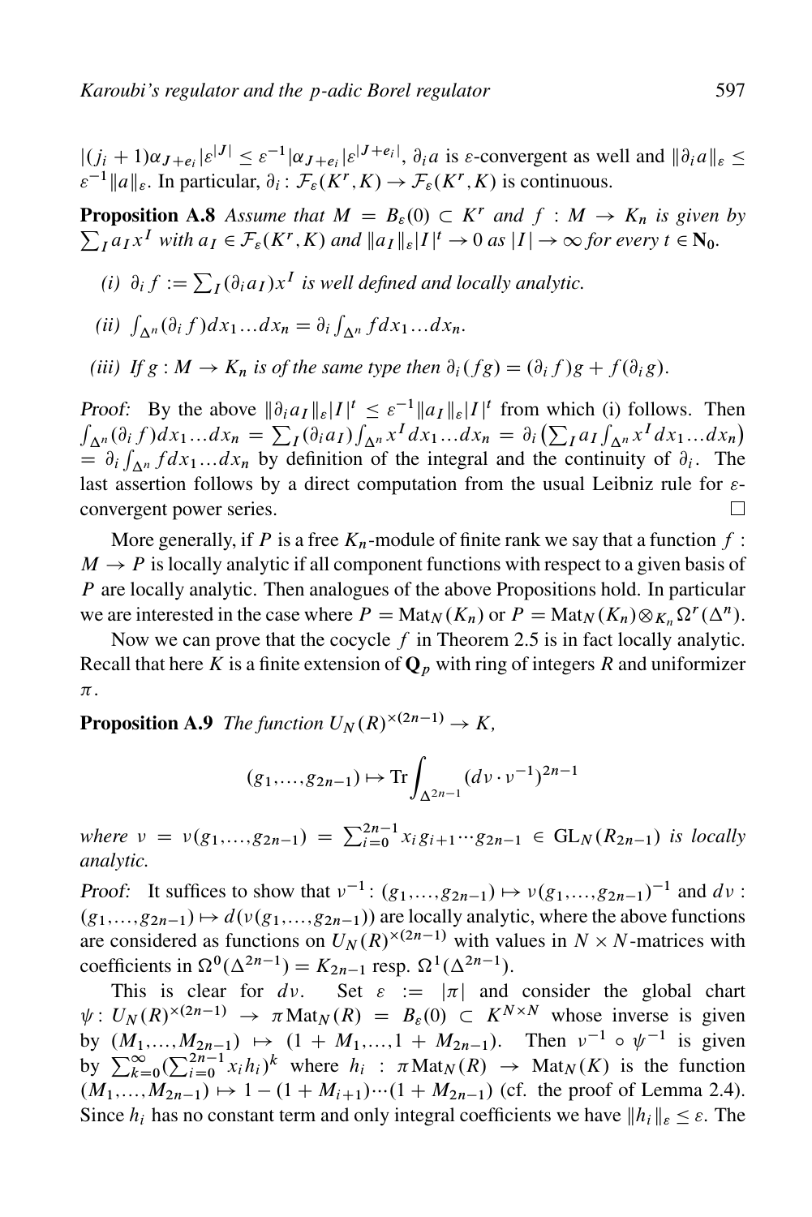$|(j_i+1)\alpha_{J+e_i}|\varepsilon^{|J|} \le \varepsilon^{-1}|\alpha_{J+e_i}|\varepsilon^{|J+e_i|}$, $\partial_i a$ is $\varepsilon$-convergent as well and $\|\partial_i a\|_\varepsilon \le \varepsilon^{-1}\|a\|_\varepsilon$. In particular, $\partial_i : \mathcal{F}_\varepsilon(K^r, K) \to \mathcal{F}_\varepsilon(K^r, K)$ is continuous.

**Proposition A.8** *Assume that $M = B_\varepsilon(0) \subset K^r$ and $f : M \to K_n$ is given by $\sum_I a_I x^I$ with $a_I \in \mathcal{F}_\varepsilon(K^r, K)$ and $\|a_I\|_\varepsilon |I|^t \to 0$ as $|I| \to \infty$ for every $t \in \mathbf{N_0}$.*

*(i) $\partial_i f := \sum_I (\partial_i a_I) x^I$ is well defined and locally analytic.*

*(ii) $\int_{\Delta^n} (\partial_i f) dx_1 \dots dx_n = \partial_i \int_{\Delta^n} f dx_1 \dots dx_n$.*

*(iii) If $g : M \to K_n$ is of the same type then $\partial_i(fg) = (\partial_i f)g + f(\partial_i g)$.*

*Proof:* By the above $\|\partial_i a_I\|_\varepsilon |I|^t \le \varepsilon^{-1}\|a_I\|_\varepsilon |I|^t$ from which (i) follows. Then $\int_{\Delta^n}(\partial_i f)dx_1\dots dx_n = \sum_I (\partial_i a_I)\int_{\Delta^n} x^I dx_1 \dots dx_n = \partial_i \big(\sum_I a_I \int_{\Delta^n} x^I dx_1 \dots dx_n\big)$ $= \partial_i \int_{\Delta^n} f dx_1 \dots dx_n$ by definition of the integral and the continuity of $\partial_i$. The last assertion follows by a direct computation from the usual Leibniz rule for $\varepsilon$-convergent power series. $\square$

More generally, if $P$ is a free $K_n$-module of finite rank we say that a function $f : M \to P$ is locally analytic if all component functions with respect to a given basis of $P$ are locally analytic. Then analogues of the above Propositions hold. In particular we are interested in the case where $P = \mathrm{Mat}_N(K_n)$ or $P = \mathrm{Mat}_N(K_n) \otimes_{K_n} \Omega^r(\Delta^n)$.

Now we can prove that the cocycle $f$ in Theorem 2.5 is in fact locally analytic. Recall that here $K$ is a finite extension of $\mathbf{Q}_p$ with ring of integers $R$ and uniformizer $\pi$.

**Proposition A.9** *The function $U_N(R)^{\times(2n-1)} \to K$,*

$$(g_1, \dots, g_{2n-1}) \mapsto \mathrm{Tr} \int_{\Delta^{2n-1}} (d\nu \cdot \nu^{-1})^{2n-1}$$

*where $\nu = \nu(g_1, \dots, g_{2n-1}) = \sum_{i=0}^{2n-1} x_i g_{i+1} \cdots g_{2n-1} \in \mathrm{GL}_N(R_{2n-1})$ is locally analytic.*

*Proof:* It suffices to show that $\nu^{-1} : (g_1, \dots, g_{2n-1}) \mapsto \nu(g_1, \dots, g_{2n-1})^{-1}$ and $d\nu : (g_1, \dots, g_{2n-1}) \mapsto d(\nu(g_1, \dots, g_{2n-1}))$ are locally analytic, where the above functions are considered as functions on $U_N(R)^{\times(2n-1)}$ with values in $N \times N$-matrices with coefficients in $\Omega^0(\Delta^{2n-1}) = K_{2n-1}$ resp. $\Omega^1(\Delta^{2n-1})$.

This is clear for $d\nu$. Set $\varepsilon := |\pi|$ and consider the global chart $\psi : U_N(R)^{\times(2n-1)} \to \pi \mathrm{Mat}_N(R) = B_\varepsilon(0) \subset K^{N \times N}$ whose inverse is given by $(M_1, \dots, M_{2n-1}) \mapsto (1 + M_1, \dots, 1 + M_{2n-1})$. Then $\nu^{-1} \circ \psi^{-1}$ is given by $\sum_{k=0}^{\infty} (\sum_{i=0}^{2n-1} x_i h_i)^k$ where $h_i : \pi \mathrm{Mat}_N(R) \to \mathrm{Mat}_N(K)$ is the function $(M_1, \dots, M_{2n-1}) \mapsto 1 - (1 + M_{i+1}) \cdots (1 + M_{2n-1})$ (cf. the proof of Lemma 2.4). Since $h_i$ has no constant term and only integral coefficients we have $\|h_i\|_\varepsilon \le \varepsilon$. The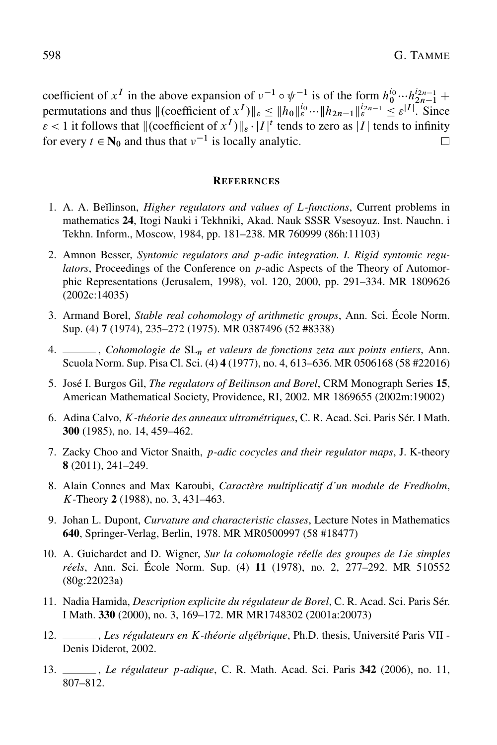coefficient of $x^I$ in the above expansion of $\nu^{-1} \circ \psi^{-1}$ is of the form $h_0^{i_0} \cdots h_{2n-1}^{i_{2n-1}}$ + permutations and thus $\|(\text{coefficient of } x^I)\|_\varepsilon \leq \|h_0\|_\varepsilon^{i_0} \cdots \|h_{2n-1}\|_\varepsilon^{i_{2n-1}} \leq \varepsilon^{|I|}$. Since $\varepsilon < 1$ it follows that $\|(\text{coefficient of } x^I)\|_\varepsilon \cdot |I|^t$ tends to zero as $|I|$ tends to infinity for every $t \in \mathbf{N_0}$ and thus that $\nu^{-1}$ is locally analytic. □

## References

1. A. A. Beĭlinson, *Higher regulators and values of L-functions*, Current problems in mathematics **24**, Itogi Nauki i Tekhniki, Akad. Nauk SSSR Vsesoyuz. Inst. Nauchn. i Tekhn. Inform., Moscow, 1984, pp. 181–238. MR 760999 (86h:11103)
2. Amnon Besser, *Syntomic regulators and p-adic integration. I. Rigid syntomic regulators*, Proceedings of the Conference on $p$-adic Aspects of the Theory of Automorphic Representations (Jerusalem, 1998), vol. 120, 2000, pp. 291–334. MR 1809626 (2002c:14035)
3. Armand Borel, *Stable real cohomology of arithmetic groups*, Ann. Sci. École Norm. Sup. (4) **7** (1974), 235–272 (1975). MR 0387496 (52 #8338)
4. ______, *Cohomologie de* $\mathrm{SL}_n$ *et valeurs de fonctions zeta aux points entiers*, Ann. Scuola Norm. Sup. Pisa Cl. Sci. (4) **4** (1977), no. 4, 613–636. MR 0506168 (58 #22016)
5. José I. Burgos Gil, *The regulators of Beilinson and Borel*, CRM Monograph Series **15**, American Mathematical Society, Providence, RI, 2002. MR 1869655 (2002m:19002)
6. Adina Calvo, *K-théorie des anneaux ultramétriques*, C. R. Acad. Sci. Paris Sér. I Math. **300** (1985), no. 14, 459–462.
7. Zacky Choo and Victor Snaith, *p-adic cocycles and their regulator maps*, J. K-theory **8** (2011), 241–249.
8. Alain Connes and Max Karoubi, *Caractère multiplicatif d'un module de Fredholm*, *K*-Theory **2** (1988), no. 3, 431–463.
9. Johan L. Dupont, *Curvature and characteristic classes*, Lecture Notes in Mathematics **640**, Springer-Verlag, Berlin, 1978. MR MR0500997 (58 #18477)
10. A. Guichardet and D. Wigner, *Sur la cohomologie réelle des groupes de Lie simples réels*, Ann. Sci. École Norm. Sup. (4) **11** (1978), no. 2, 277–292. MR 510552 (80g:22023a)
11. Nadia Hamida, *Description explicite du régulateur de Borel*, C. R. Acad. Sci. Paris Sér. I Math. **330** (2000), no. 3, 169–172. MR MR1748302 (2001a:20073)
12. ______, *Les régulateurs en K-théorie algébrique*, Ph.D. thesis, Université Paris VII - Denis Diderot, 2002.
13. ______, *Le régulateur p-adique*, C. R. Math. Acad. Sci. Paris **342** (2006), no. 11, 807–812.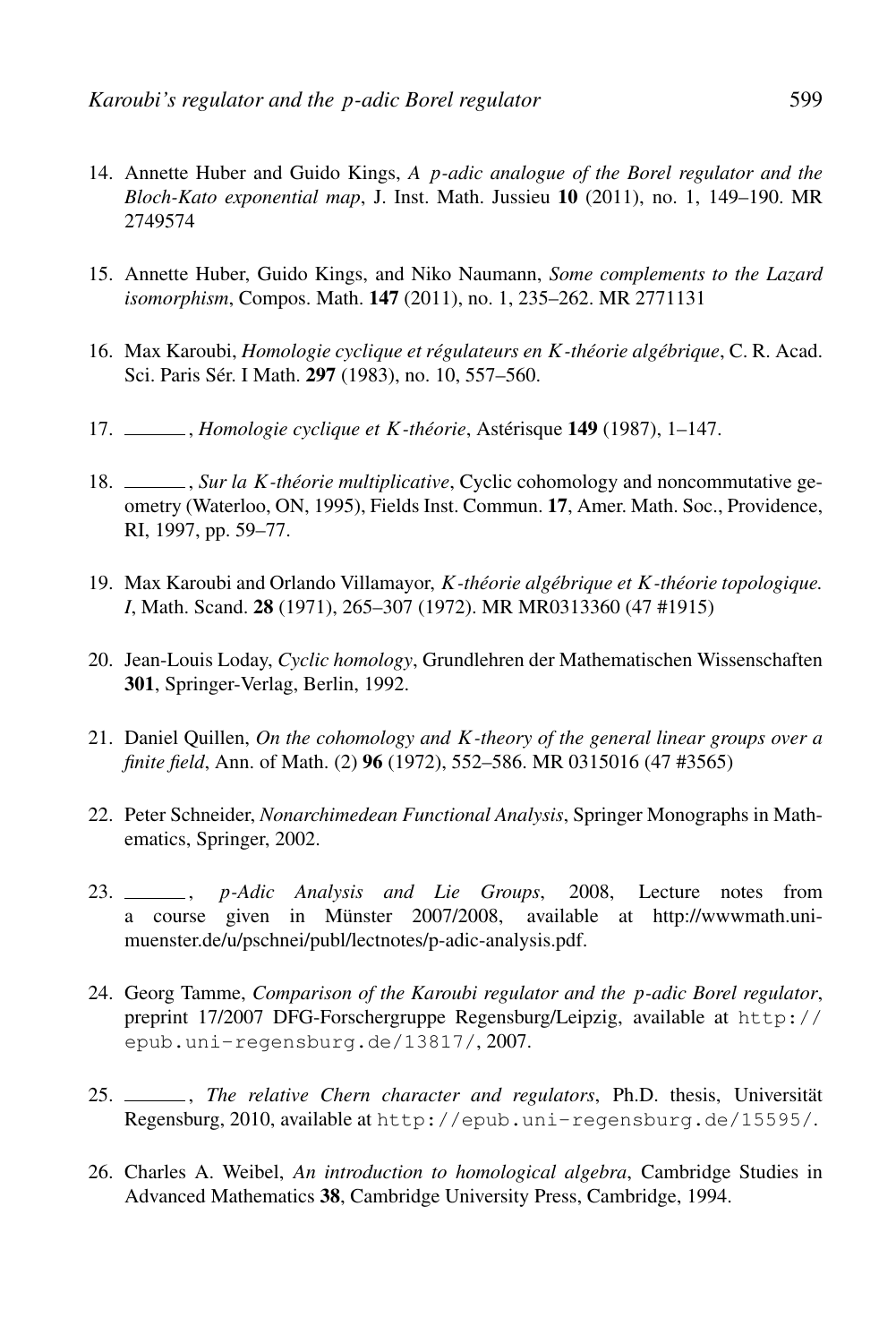14. Annette Huber and Guido Kings, *A $p$-adic analogue of the Borel regulator and the Bloch-Kato exponential map*, J. Inst. Math. Jussieu **10** (2011), no. 1, 149–190. MR 2749574

15. Annette Huber, Guido Kings, and Niko Naumann, *Some complements to the Lazard isomorphism*, Compos. Math. **147** (2011), no. 1, 235–262. MR 2771131

16. Max Karoubi, *Homologie cyclique et régulateurs en $K$-théorie algébrique*, C. R. Acad. Sci. Paris Sér. I Math. **297** (1983), no. 10, 557–560.

17. ______, *Homologie cyclique et $K$-théorie*, Astérisque **149** (1987), 1–147.

18. ______, *Sur la $K$-théorie multiplicative*, Cyclic cohomology and noncommutative geometry (Waterloo, ON, 1995), Fields Inst. Commun. **17**, Amer. Math. Soc., Providence, RI, 1997, pp. 59–77.

19. Max Karoubi and Orlando Villamayor, *$K$-théorie algébrique et $K$-théorie topologique. I*, Math. Scand. **28** (1971), 265–307 (1972). MR MR0313360 (47 #1915)

20. Jean-Louis Loday, *Cyclic homology*, Grundlehren der Mathematischen Wissenschaften **301**, Springer-Verlag, Berlin, 1992.

21. Daniel Quillen, *On the cohomology and $K$-theory of the general linear groups over a finite field*, Ann. of Math. (2) **96** (1972), 552–586. MR 0315016 (47 #3565)

22. Peter Schneider, *Nonarchimedean Functional Analysis*, Springer Monographs in Mathematics, Springer, 2002.

23. ______, *p-Adic Analysis and Lie Groups*, 2008, Lecture notes from a course given in Münster 2007/2008, available at http://wwwmath.uni-muenster.de/u/pschnei/publ/lectnotes/p-adic-analysis.pdf.

24. Georg Tamme, *Comparison of the Karoubi regulator and the $p$-adic Borel regulator*, preprint 17/2007 DFG-Forschergruppe Regensburg/Leipzig, available at http://epub.uni-regensburg.de/13817/, 2007.

25. ______, *The relative Chern character and regulators*, Ph.D. thesis, Universität Regensburg, 2010, available at http://epub.uni-regensburg.de/15595/.

26. Charles A. Weibel, *An introduction to homological algebra*, Cambridge Studies in Advanced Mathematics **38**, Cambridge University Press, Cambridge, 1994.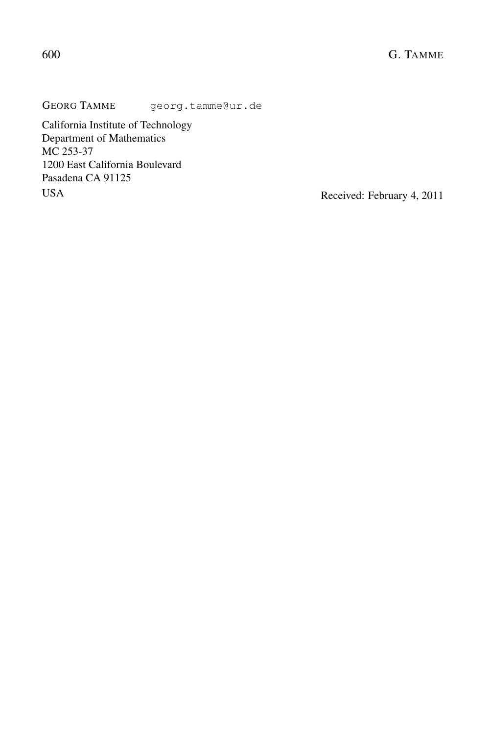GEORG TAMME    georg.tamme@ur.de

California Institute of Technology
Department of Mathematics
MC 253-37
1200 East California Boulevard
Pasadena CA 91125
USA

Received: February 4, 2011